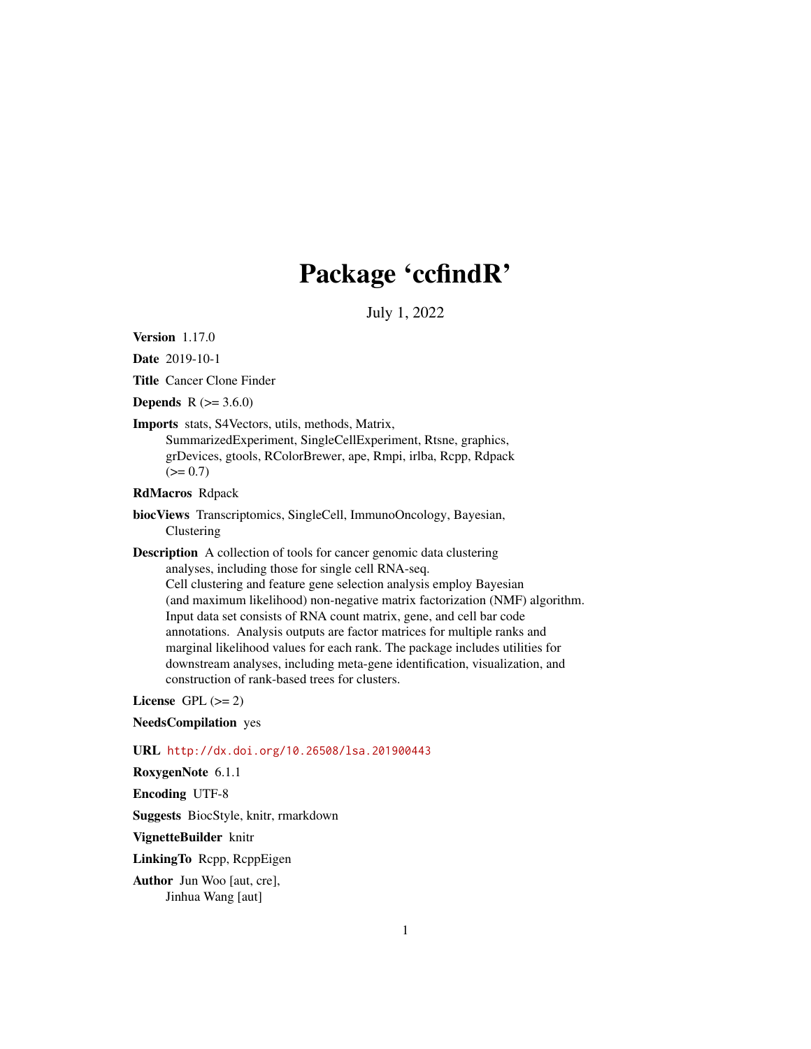# Package 'ccfindR'

July 1, 2022

**Version** 1.17.0

**Date** 2019-10-1

**Title** Cancer Clone Finder

**Depends** R (>= 3.6.0)

**Imports** stats, S4Vectors, utils, methods, Matrix, SummarizedExperiment, SingleCellExperiment, Rtsne, graphics, grDevices, gtools, RColorBrewer, ape, Rmpi, irlba, Rcpp, Rdpack (>= 0.7)

**RdMacros** Rdpack

**biocViews** Transcriptomics, SingleCell, ImmunoOncology, Bayesian, Clustering

**Description** A collection of tools for cancer genomic data clustering analyses, including those for single cell RNA-seq. Cell clustering and feature gene selection analysis employ Bayesian (and maximum likelihood) non-negative matrix factorization (NMF) algorithm. Input data set consists of RNA count matrix, gene, and cell bar code annotations. Analysis outputs are factor matrices for multiple ranks and marginal likelihood values for each rank. The package includes utilities for downstream analyses, including meta-gene identification, visualization, and construction of rank-based trees for clusters.

**License** GPL (>= 2)

**NeedsCompilation** yes

**URL** http://dx.doi.org/10.26508/lsa.201900443

**RoxygenNote** 6.1.1

**Encoding** UTF-8

**Suggests** BiocStyle, knitr, rmarkdown

**VignetteBuilder** knitr

**LinkingTo** Rcpp, RcppEigen

**Author** Jun Woo [aut, cre], Jinhua Wang [aut]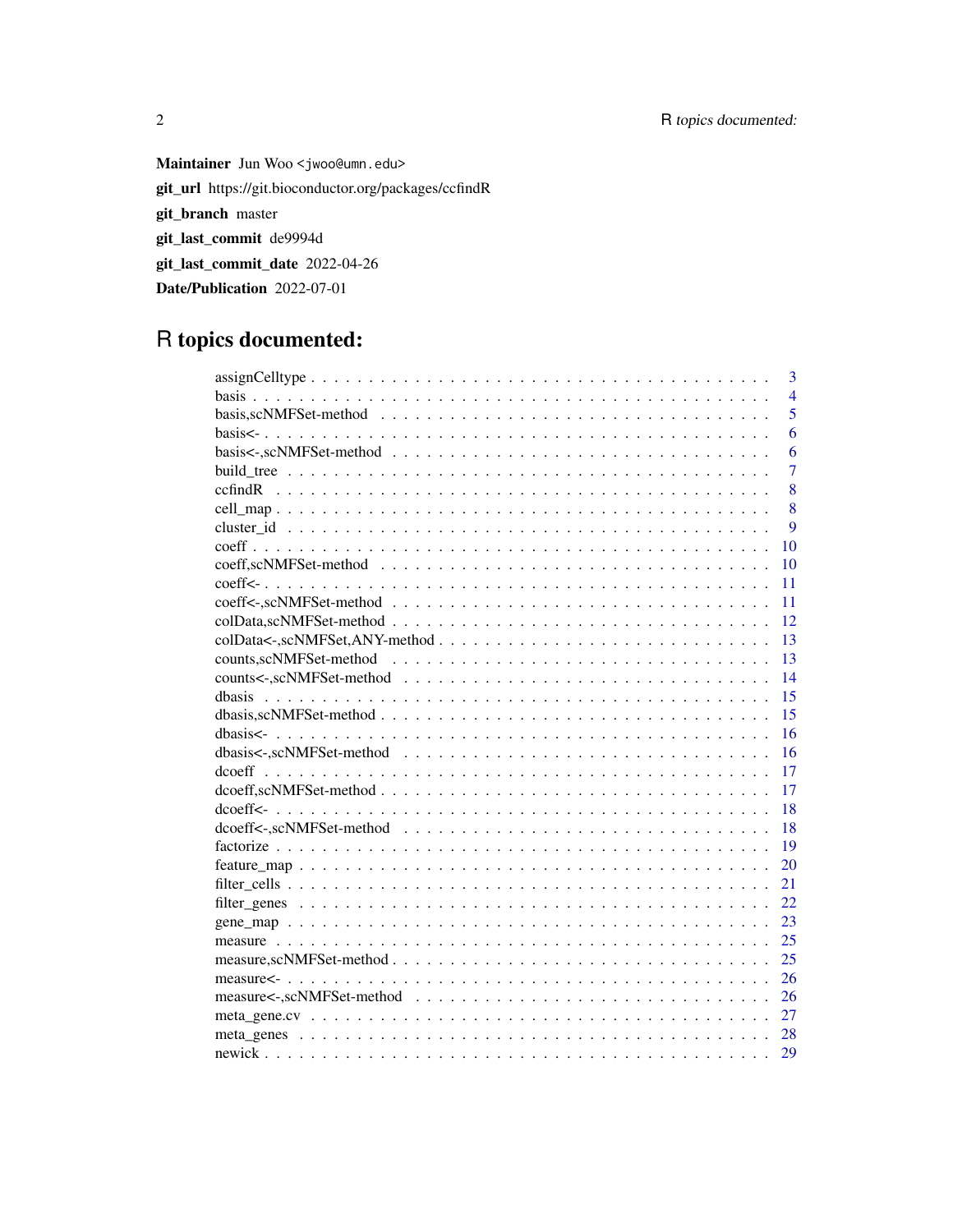**Maintainer** Jun Woo <jwoo@umn.edu>

**git_url** https://git.bioconductor.org/packages/ccfindR

**git_branch** master

**git_last_commit** de9994d

**git_last_commit_date** 2022-04-26

**Date/Publication** 2022-07-01

# R topics documented:

| | |
|---|---|
| assignCelltype | 3 |
| basis | 4 |
| basis,scNMFSet-method | 5 |
| basis<- | 6 |
| basis<-,scNMFSet-method | 6 |
| build_tree | 7 |
| ccfindR | 8 |
| cell_map | 8 |
| cluster_id | 9 |
| coeff | 10 |
| coeff,scNMFSet-method | 10 |
| coeff<- | 11 |
| coeff<-,scNMFSet-method | 11 |
| colData,scNMFSet-method | 12 |
| colData<-,scNMFSet,ANY-method | 13 |
| counts,scNMFSet-method | 13 |
| counts<-,scNMFSet-method | 14 |
| dbasis | 15 |
| dbasis,scNMFSet-method | 15 |
| dbasis<- | 16 |
| dbasis<-,scNMFSet-method | 16 |
| dcoeff | 17 |
| dcoeff,scNMFSet-method | 17 |
| dcoeff<- | 18 |
| dcoeff<-,scNMFSet-method | 18 |
| factorize | 19 |
| feature_map | 20 |
| filter_cells | 21 |
| filter_genes | 22 |
| gene_map | 23 |
| measure | 25 |
| measure,scNMFSet-method | 25 |
| measure<- | 26 |
| measure<-,scNMFSet-method | 26 |
| meta_gene.cv | 27 |
| meta_genes | 28 |
| newick | 29 |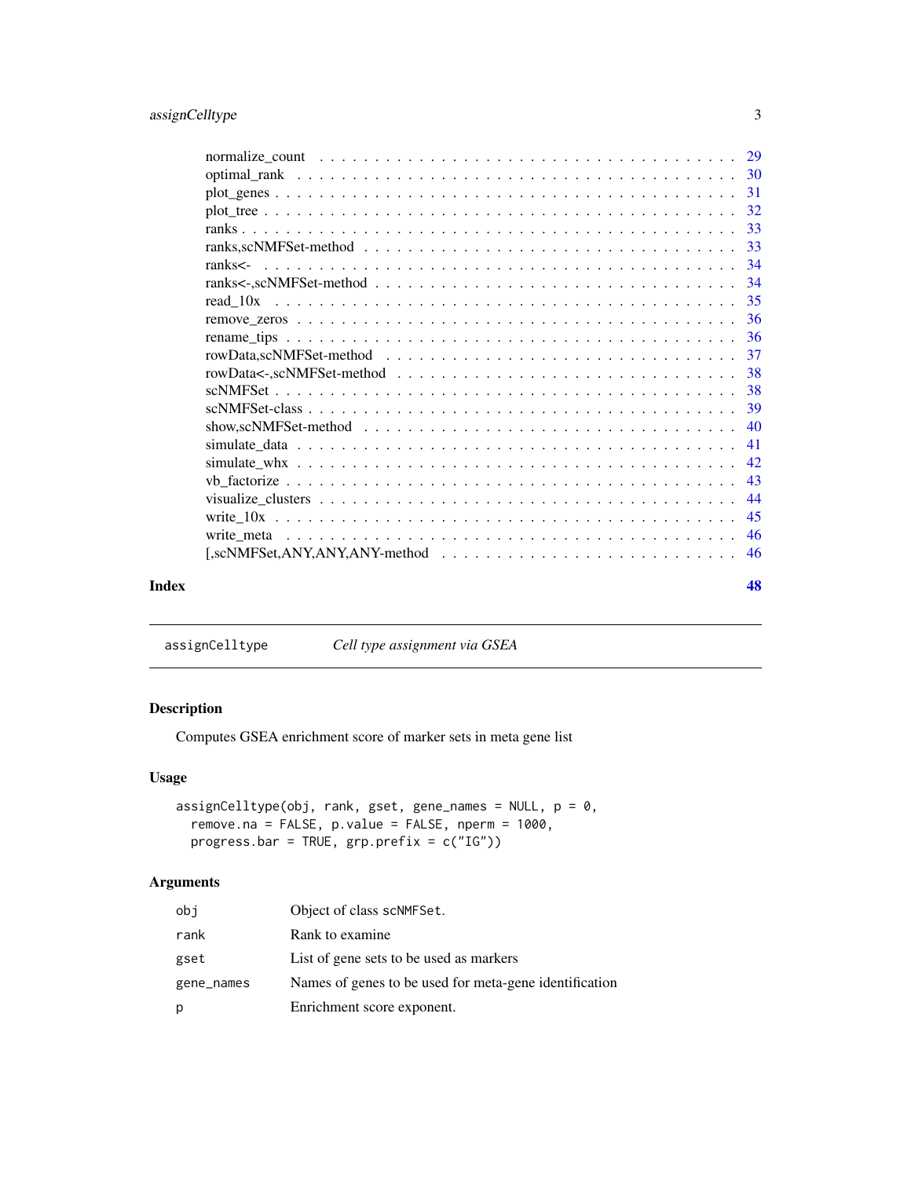normalize_count . . . . . . . . . . . . . . . . . . . . . . . . . . . . . . . . . . . . 29
optimal_rank . . . . . . . . . . . . . . . . . . . . . . . . . . . . . . . . . . . . . 30
plot_genes . . . . . . . . . . . . . . . . . . . . . . . . . . . . . . . . . . . . . . 31
plot_tree . . . . . . . . . . . . . . . . . . . . . . . . . . . . . . . . . . . . . . . 32
ranks . . . . . . . . . . . . . . . . . . . . . . . . . . . . . . . . . . . . . . . . . 33
ranks,scNMFSet-method . . . . . . . . . . . . . . . . . . . . . . . . . . . . . . . . 33
ranks<- . . . . . . . . . . . . . . . . . . . . . . . . . . . . . . . . . . . . . . . . 34
ranks<-,scNMFSet-method . . . . . . . . . . . . . . . . . . . . . . . . . . . . . . 34
read_10x . . . . . . . . . . . . . . . . . . . . . . . . . . . . . . . . . . . . . . . 35
remove_zeros . . . . . . . . . . . . . . . . . . . . . . . . . . . . . . . . . . . . . 36
rename_tips . . . . . . . . . . . . . . . . . . . . . . . . . . . . . . . . . . . . . . 36
rowData,scNMFSet-method . . . . . . . . . . . . . . . . . . . . . . . . . . . . . . 37
rowData<-,scNMFSet-method . . . . . . . . . . . . . . . . . . . . . . . . . . . . . 38
scNMFSet . . . . . . . . . . . . . . . . . . . . . . . . . . . . . . . . . . . . . . . 38
scNMFSet-class . . . . . . . . . . . . . . . . . . . . . . . . . . . . . . . . . . . . 39
show,scNMFSet-method . . . . . . . . . . . . . . . . . . . . . . . . . . . . . . . . 40
simulate_data . . . . . . . . . . . . . . . . . . . . . . . . . . . . . . . . . . . . . 41
simulate_whx . . . . . . . . . . . . . . . . . . . . . . . . . . . . . . . . . . . . . 42
vb_factorize . . . . . . . . . . . . . . . . . . . . . . . . . . . . . . . . . . . . . . 43
visualize_clusters . . . . . . . . . . . . . . . . . . . . . . . . . . . . . . . . . . 44
write_10x . . . . . . . . . . . . . . . . . . . . . . . . . . . . . . . . . . . . . . . 45
write_meta . . . . . . . . . . . . . . . . . . . . . . . . . . . . . . . . . . . . . . 46
[,scNMFSet,ANY,ANY,ANY-method . . . . . . . . . . . . . . . . . . . . . . . . . . 46

**Index** **48**

---

`assignCelltype` *Cell type assignment via GSEA*

---

## Description

Computes GSEA enrichment score of marker sets in meta gene list

## Usage

```
assignCelltype(obj, rank, gset, gene_names = NULL, p = 0,
  remove.na = FALSE, p.value = FALSE, nperm = 1000,
  progress.bar = TRUE, grp.prefix = c("IG"))
```

## Arguments

| | |
|---|---|
| `obj` | Object of class `scNMFSet`. |
| `rank` | Rank to examine |
| `gset` | List of gene sets to be used as markers |
| `gene_names` | Names of genes to be used for meta-gene identification |
| `p` | Enrichment score exponent. |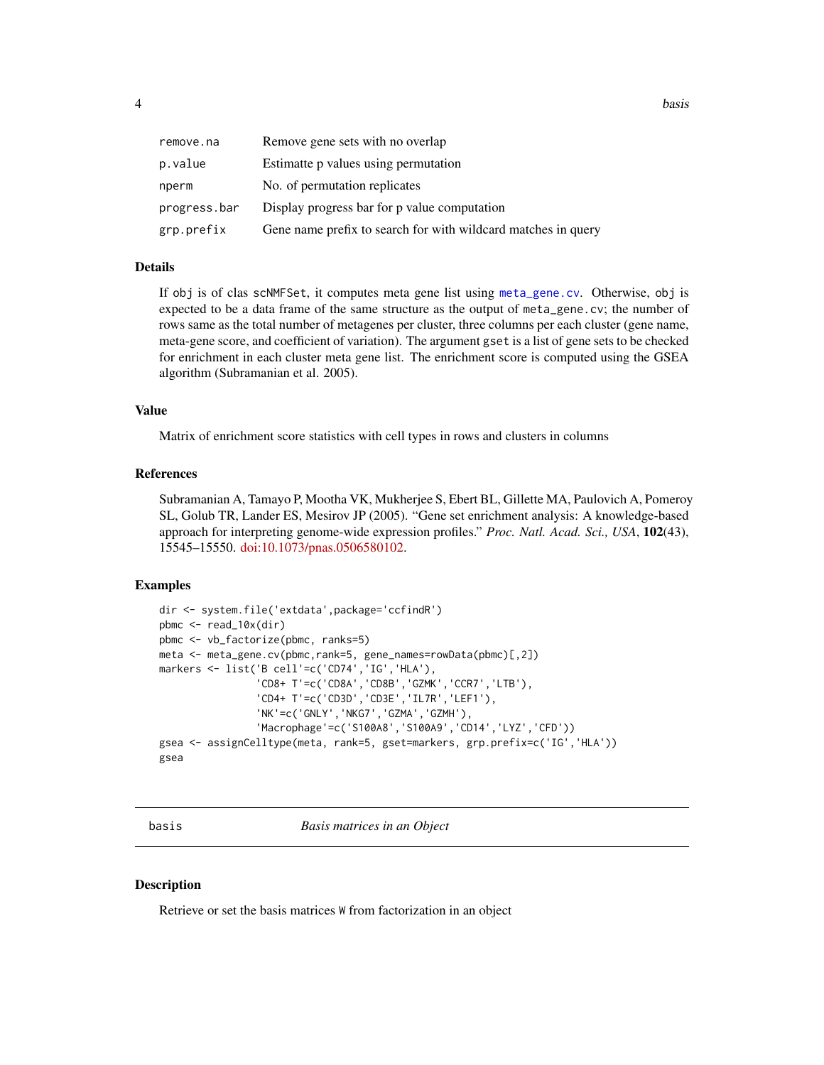| | |
|---|---|
| remove.na | Remove gene sets with no overlap |
| p.value | Estimatte p values using permutation |
| nperm | No. of permutation replicates |
| progress.bar | Display progress bar for p value computation |
| grp.prefix | Gene name prefix to search for with wildcard matches in query |

### Details

If obj is of clas scNMFSet, it computes meta gene list using meta_gene.cv. Otherwise, obj is expected to be a data frame of the same structure as the output of meta_gene.cv; the number of rows same as the total number of metagenes per cluster, three columns per each cluster (gene name, meta-gene score, and coefficient of variation). The argument gset is a list of gene sets to be checked for enrichment in each cluster meta gene list. The enrichment score is computed using the GSEA algorithm (Subramanian et al. 2005).

### Value

Matrix of enrichment score statistics with cell types in rows and clusters in columns

### References

Subramanian A, Tamayo P, Mootha VK, Mukherjee S, Ebert BL, Gillette MA, Paulovich A, Pomeroy SL, Golub TR, Lander ES, Mesirov JP (2005). "Gene set enrichment analysis: A knowledge-based approach for interpreting genome-wide expression profiles." *Proc. Natl. Acad. Sci., USA*, **102**(43), 15545–15550. doi:10.1073/pnas.0506580102.

### Examples

```
dir <- system.file('extdata',package='ccfindR')
pbmc <- read_10x(dir)
pbmc <- vb_factorize(pbmc, ranks=5)
meta <- meta_gene.cv(pbmc,rank=5, gene_names=rowData(pbmc)[,2])
markers <- list('B cell'=c('CD74','IG','HLA'),
                'CD8+ T'=c('CD8A','CD8B','GZMK','CCR7','LTB'),
                'CD4+ T'=c('CD3D','CD3E','IL7R','LEF1'),
                'NK'=c('GNLY','NKG7','GZMA','GZMH'),
                'Macrophage'=c('S100A8','S100A9','CD14','LYZ','CFD'))
gsea <- assignCelltype(meta, rank=5, gset=markers, grp.prefix=c('IG','HLA'))
gsea
```

---

## basis — *Basis matrices in an Object*

### Description

Retrieve or set the basis matrices W from factorization in an object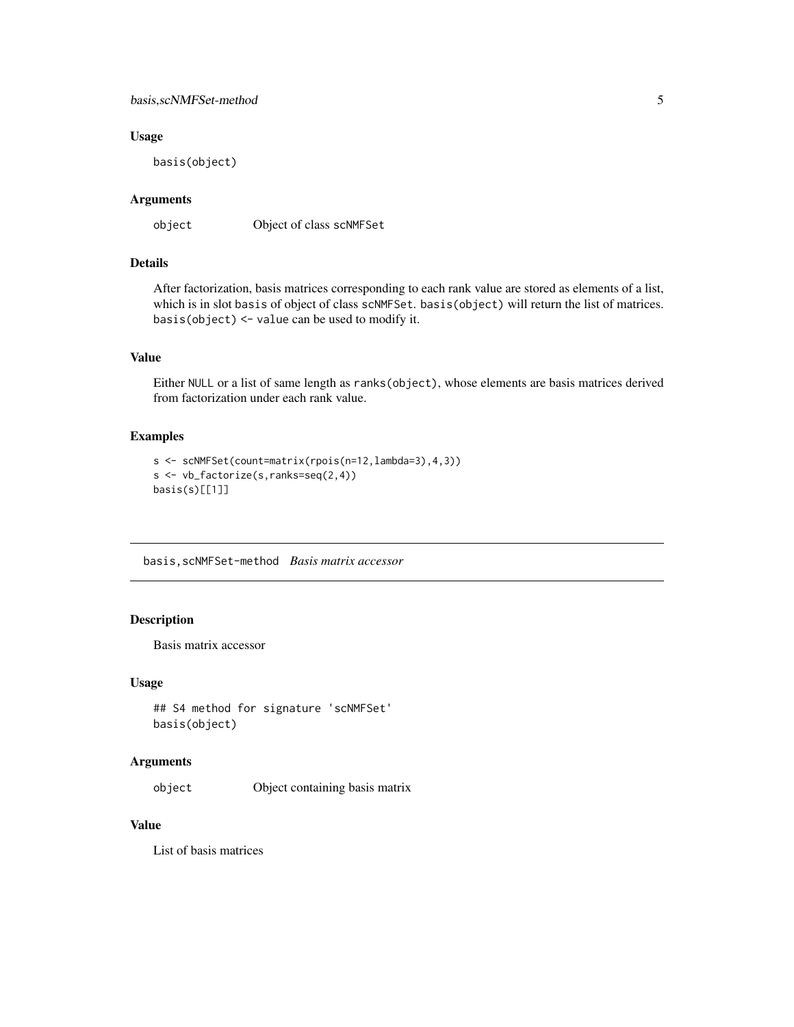### Usage

```
basis(object)
```

### Arguments

| | |
|---|---|
| object | Object of class scNMFSet |

### Details

After factorization, basis matrices corresponding to each rank value are stored as elements of a list, which is in slot basis of object of class scNMFSet. basis(object) will return the list of matrices. basis(object) <- value can be used to modify it.

### Value

Either NULL or a list of same length as ranks(object), whose elements are basis matrices derived from factorization under each rank value.

### Examples

```
s <- scNMFSet(count=matrix(rpois(n=12,lambda=3),4,3))
s <- vb_factorize(s,ranks=seq(2,4))
basis(s)[[1]]
```

---

## basis,scNMFSet-method *Basis matrix accessor*

---

### Description

Basis matrix accessor

### Usage

```
## S4 method for signature 'scNMFSet'
basis(object)
```

### Arguments

| | |
|---|---|
| object | Object containing basis matrix |

### Value

List of basis matrices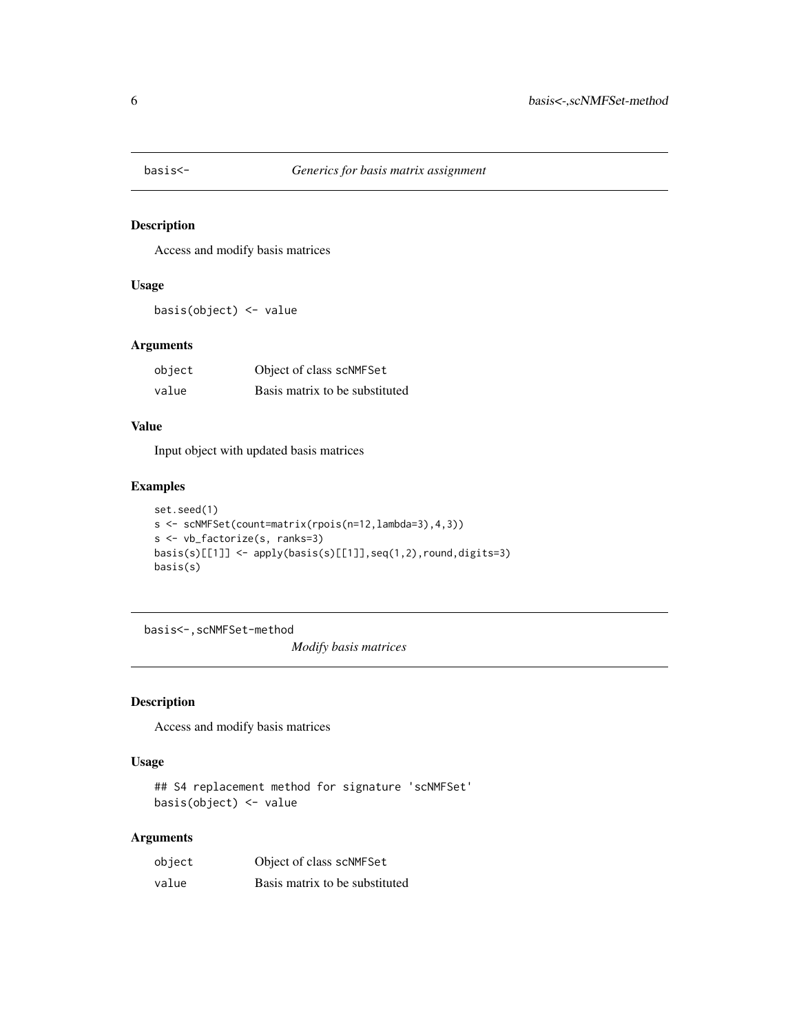## basis<- *Generics for basis matrix assignment*

### Description

Access and modify basis matrices

### Usage

```
basis(object) <- value
```

### Arguments

| | |
|---|---|
| object | Object of class scNMFSet |
| value | Basis matrix to be substituted |

### Value

Input object with updated basis matrices

### Examples

```
set.seed(1)
s <- scNMFSet(count=matrix(rpois(n=12,lambda=3),4,3))
s <- vb_factorize(s, ranks=3)
basis(s)[[1]] <- apply(basis(s)[[1]],seq(1,2),round,digits=3)
basis(s)
```

## basis<-,scNMFSet-method *Modify basis matrices*

### Description

Access and modify basis matrices

### Usage

```
## S4 replacement method for signature 'scNMFSet'
basis(object) <- value
```

### Arguments

| | |
|---|---|
| object | Object of class scNMFSet |
| value | Basis matrix to be substituted |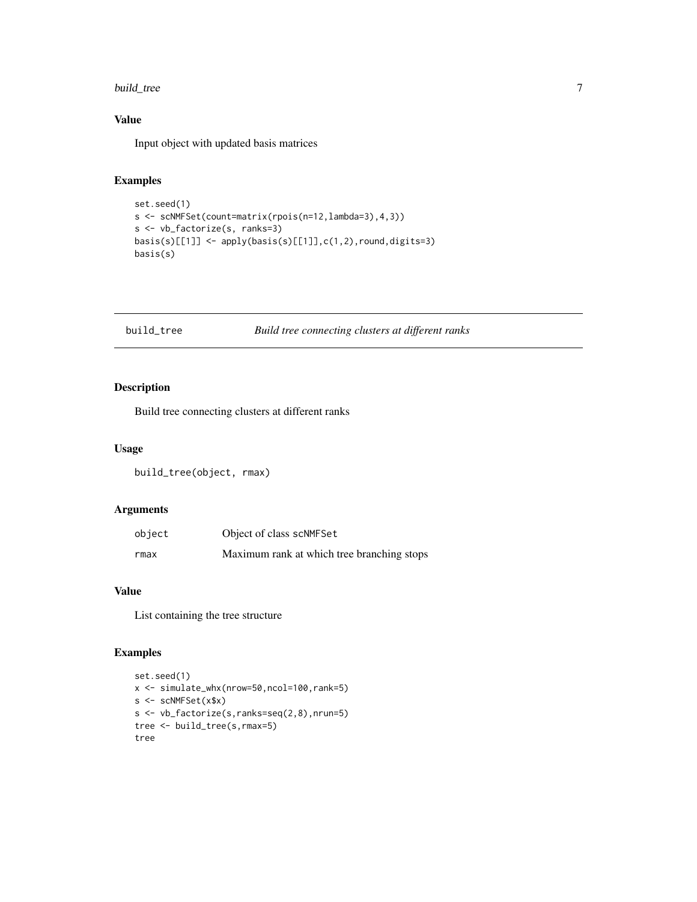## Value

Input object with updated basis matrices

## Examples

```
set.seed(1)
s <- scNMFSet(count=matrix(rpois(n=12,lambda=3),4,3))
s <- vb_factorize(s, ranks=3)
basis(s)[[1]] <- apply(basis(s)[[1]],c(1,2),round,digits=3)
basis(s)
```

---

# build_tree — *Build tree connecting clusters at different ranks*

## Description

Build tree connecting clusters at different ranks

## Usage

```
build_tree(object, rmax)
```

## Arguments

| | |
|---|---|
| object | Object of class scNMFSet |
| rmax | Maximum rank at which tree branching stops |

## Value

List containing the tree structure

## Examples

```
set.seed(1)
x <- simulate_whx(nrow=50,ncol=100,rank=5)
s <- scNMFSet(x$x)
s <- vb_factorize(s,ranks=seq(2,8),nrun=5)
tree <- build_tree(s,rmax=5)
tree
```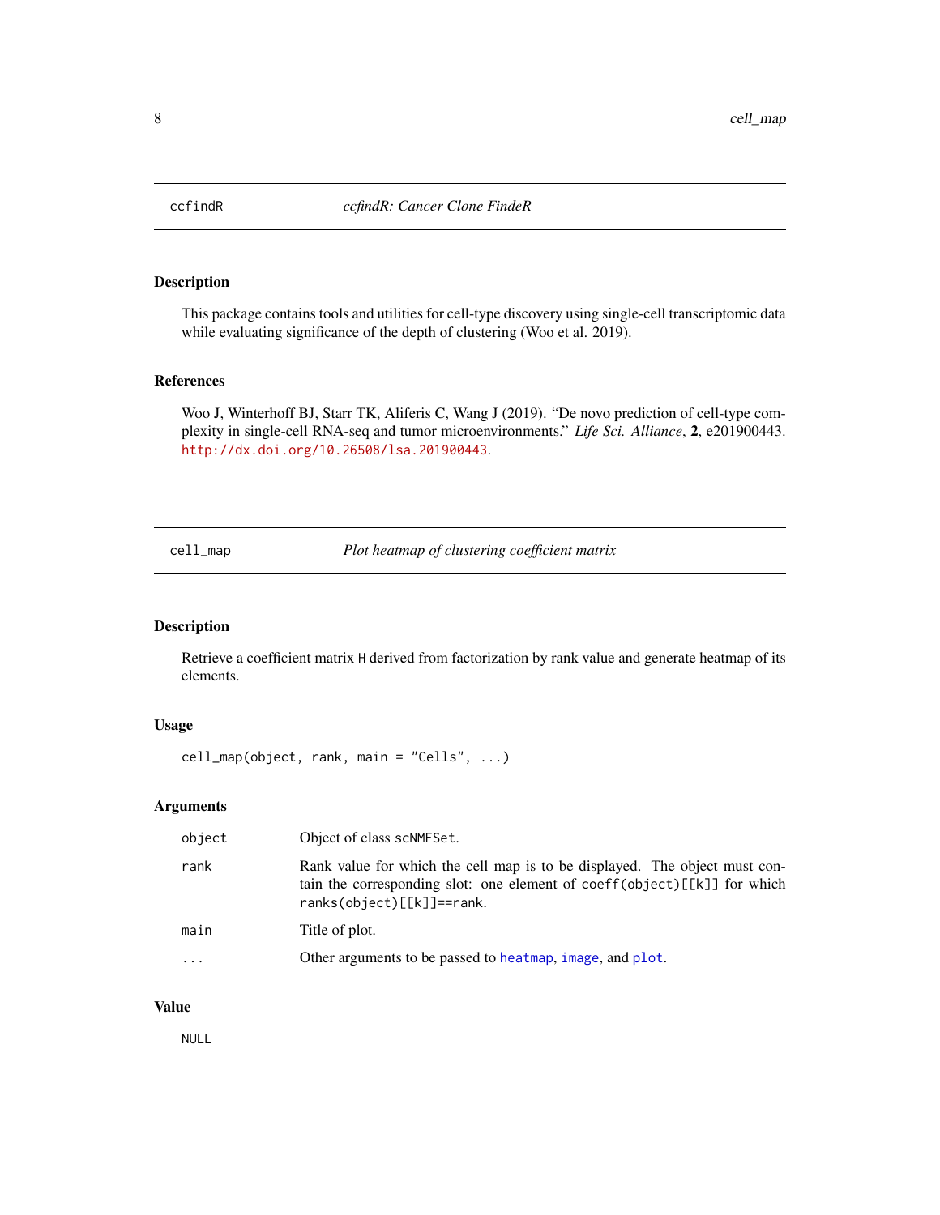## ccfindR — *ccfindR: Cancer Clone FindeR*

### Description

This package contains tools and utilities for cell-type discovery using single-cell transcriptomic data while evaluating significance of the depth of clustering (Woo et al. 2019).

### References

Woo J, Winterhoff BJ, Starr TK, Aliferis C, Wang J (2019). "De novo prediction of cell-type complexity in single-cell RNA-seq and tumor microenvironments." *Life Sci. Alliance*, **2**, e201900443. http://dx.doi.org/10.26508/lsa.201900443.

## cell_map — *Plot heatmap of clustering coefficient matrix*

### Description

Retrieve a coefficient matrix `H` derived from factorization by rank value and generate heatmap of its elements.

### Usage

```
cell_map(object, rank, main = "Cells", ...)
```

### Arguments

| Argument | Description |
|---|---|
| `object` | Object of class `scNMFSet`. |
| `rank` | Rank value for which the cell map is to be displayed. The object must contain the corresponding slot: one element of `coeff(object)[[k]]` for which `ranks(object)[[k]]==rank`. |
| `main` | Title of plot. |
| `...` | Other arguments to be passed to `heatmap`, `image`, and `plot`. |

### Value

`NULL`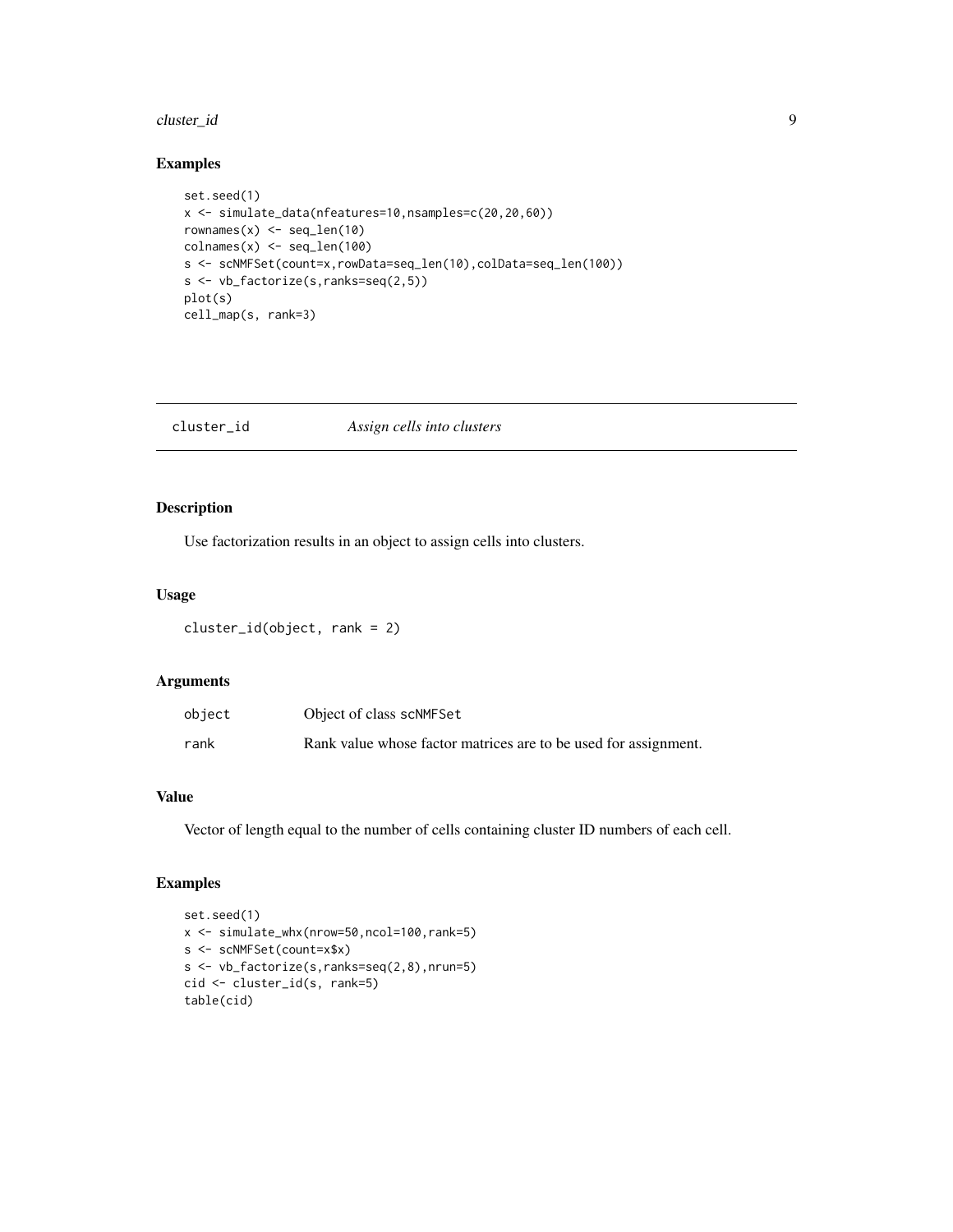## Examples

```
set.seed(1)
x <- simulate_data(nfeatures=10,nsamples=c(20,20,60))
rownames(x) <- seq_len(10)
colnames(x) <- seq_len(100)
s <- scNMFSet(count=x,rowData=seq_len(10),colData=seq_len(100))
s <- vb_factorize(s,ranks=seq(2,5))
plot(s)
cell_map(s, rank=3)
```

---

# cluster_id    *Assign cells into clusters*

---

## Description

Use factorization results in an object to assign cells into clusters.

## Usage

```
cluster_id(object, rank = 2)
```

## Arguments

| | |
|---|---|
| object | Object of class scNMFSet |
| rank | Rank value whose factor matrices are to be used for assignment. |

## Value

Vector of length equal to the number of cells containing cluster ID numbers of each cell.

## Examples

```
set.seed(1)
x <- simulate_whx(nrow=50,ncol=100,rank=5)
s <- scNMFSet(count=x$x)
s <- vb_factorize(s,ranks=seq(2,8),nrun=5)
cid <- cluster_id(s, rank=5)
table(cid)
```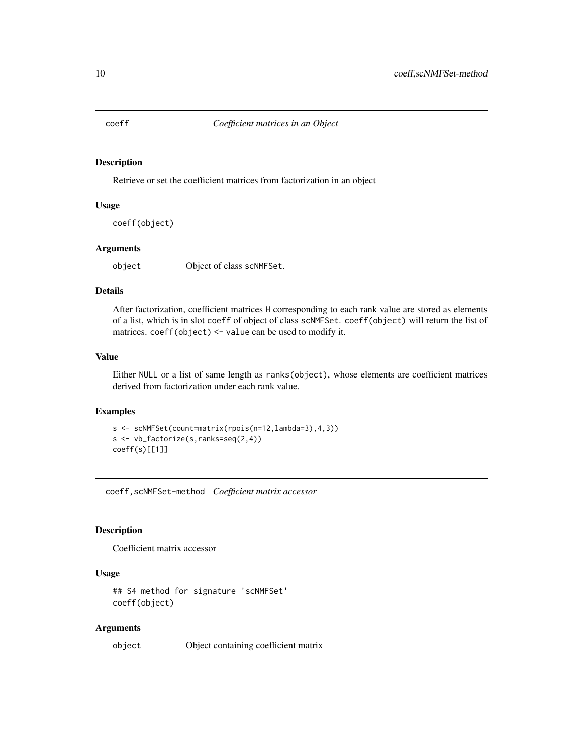## coeff — *Coefficient matrices in an Object*

### Description

Retrieve or set the coefficient matrices from factorization in an object

### Usage

```
coeff(object)
```

### Arguments

| | |
|---|---|
| object | Object of class scNMFSet. |

### Details

After factorization, coefficient matrices H corresponding to each rank value are stored as elements of a list, which is in slot coeff of object of class scNMFSet. coeff(object) will return the list of matrices. coeff(object) <- value can be used to modify it.

### Value

Either NULL or a list of same length as ranks(object), whose elements are coefficient matrices derived from factorization under each rank value.

### Examples

```
s <- scNMFSet(count=matrix(rpois(n=12,lambda=3),4,3))
s <- vb_factorize(s,ranks=seq(2,4))
coeff(s)[[1]]
```

## coeff,scNMFSet-method — *Coefficient matrix accessor*

### Description

Coefficient matrix accessor

### Usage

```
## S4 method for signature 'scNMFSet'
coeff(object)
```

### Arguments

| | |
|---|---|
| object | Object containing coefficient matrix |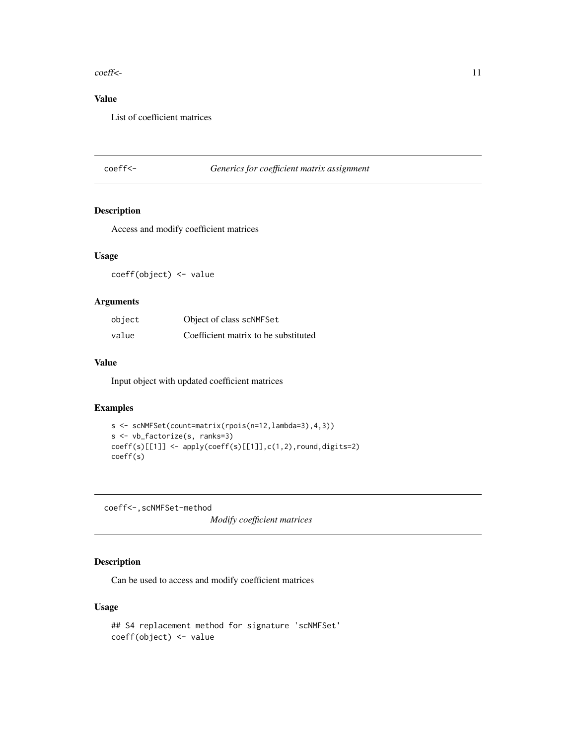## Value

List of coefficient matrices

---

## coeff<-    *Generics for coefficient matrix assignment*

### Description

Access and modify coefficient matrices

### Usage

```
coeff(object) <- value
```

### Arguments

| | |
|---|---|
| object | Object of class scNMFSet |
| value | Coefficient matrix to be substituted |

### Value

Input object with updated coefficient matrices

### Examples

```
s <- scNMFSet(count=matrix(rpois(n=12,lambda=3),4,3))
s <- vb_factorize(s, ranks=3)
coeff(s)[[1]] <- apply(coeff(s)[[1]],c(1,2),round,digits=2)
coeff(s)
```

---

## coeff<-,scNMFSet-method    *Modify coefficient matrices*

### Description

Can be used to access and modify coefficient matrices

### Usage

```
## S4 replacement method for signature 'scNMFSet'
coeff(object) <- value
```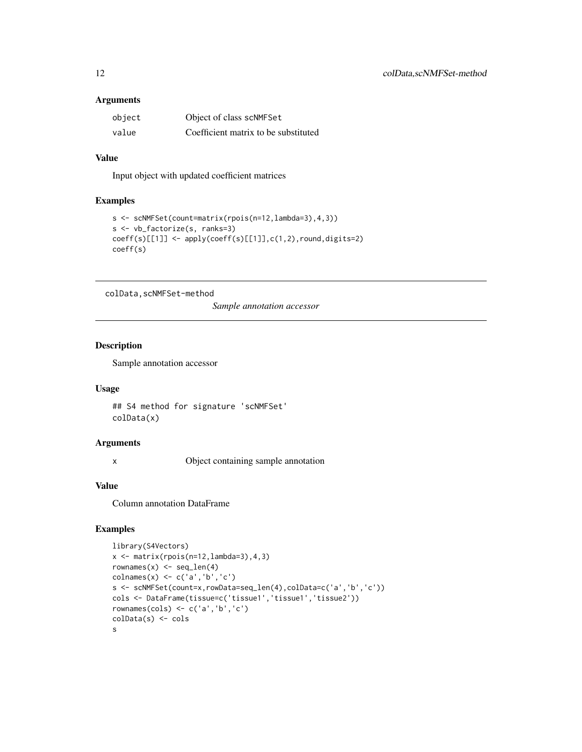### Arguments

| | |
|---|---|
| `object` | Object of class `scNMFSet` |
| `value` | Coefficient matrix to be substituted |

### Value

Input object with updated coefficient matrices

### Examples

```
s <- scNMFSet(count=matrix(rpois(n=12,lambda=3),4,3))
s <- vb_factorize(s, ranks=3)
coeff(s)[[1]] <- apply(coeff(s)[[1]],c(1,2),round,digits=2)
coeff(s)
```

---

## colData,scNMFSet-method

*Sample annotation accessor*

---

### Description

Sample annotation accessor

### Usage

```
## S4 method for signature 'scNMFSet'
colData(x)
```

### Arguments

| | |
|---|---|
| `x` | Object containing sample annotation |

### Value

Column annotation DataFrame

### Examples

```
library(S4Vectors)
x <- matrix(rpois(n=12,lambda=3),4,3)
rownames(x) <- seq_len(4)
colnames(x) <- c('a','b','c')
s <- scNMFSet(count=x,rowData=seq_len(4),colData=c('a','b','c'))
cols <- DataFrame(tissue=c('tissue1','tissue1','tissue2'))
rownames(cols) <- c('a','b','c')
colData(s) <- cols
s
```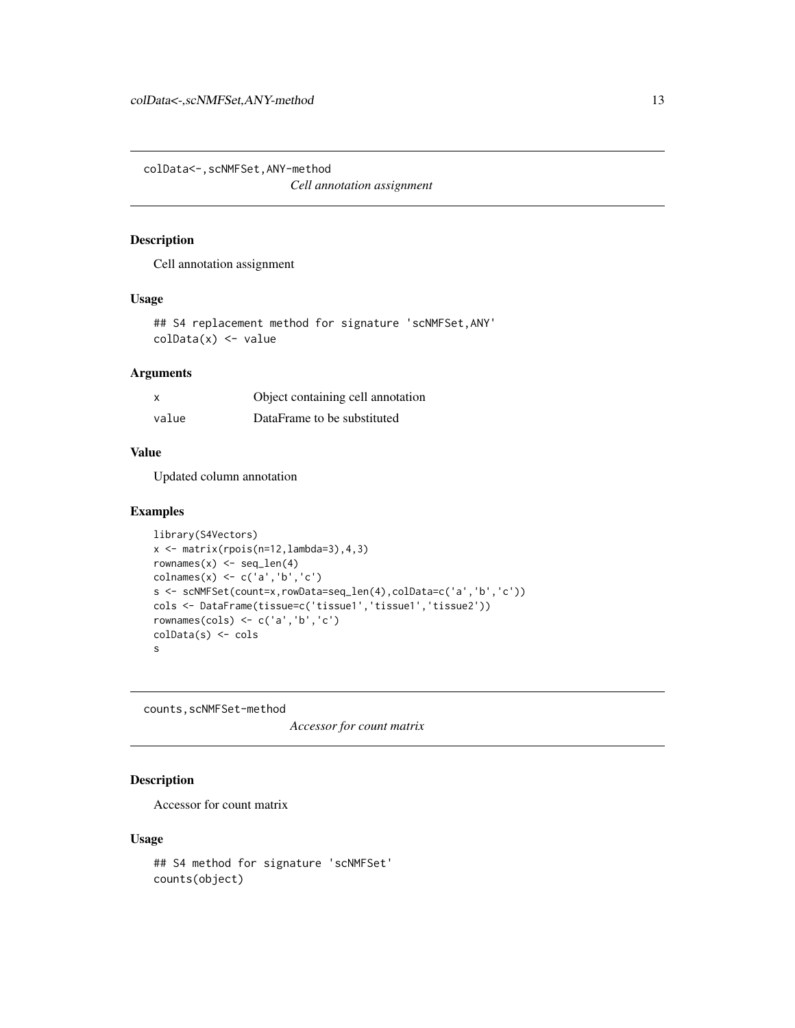## colData<-,scNMFSet,ANY-method

*Cell annotation assignment*

### Description

Cell annotation assignment

### Usage

```
## S4 replacement method for signature 'scNMFSet,ANY'
colData(x) <- value
```

### Arguments

| | |
|---|---|
| x | Object containing cell annotation |
| value | DataFrame to be substituted |

### Value

Updated column annotation

### Examples

```
library(S4Vectors)
x <- matrix(rpois(n=12,lambda=3),4,3)
rownames(x) <- seq_len(4)
colnames(x) <- c('a','b','c')
s <- scNMFSet(count=x,rowData=seq_len(4),colData=c('a','b','c'))
cols <- DataFrame(tissue=c('tissue1','tissue1','tissue2'))
rownames(cols) <- c('a','b','c')
colData(s) <- cols
s
```

## counts,scNMFSet-method

*Accessor for count matrix*

### Description

Accessor for count matrix

### Usage

```
## S4 method for signature 'scNMFSet'
counts(object)
```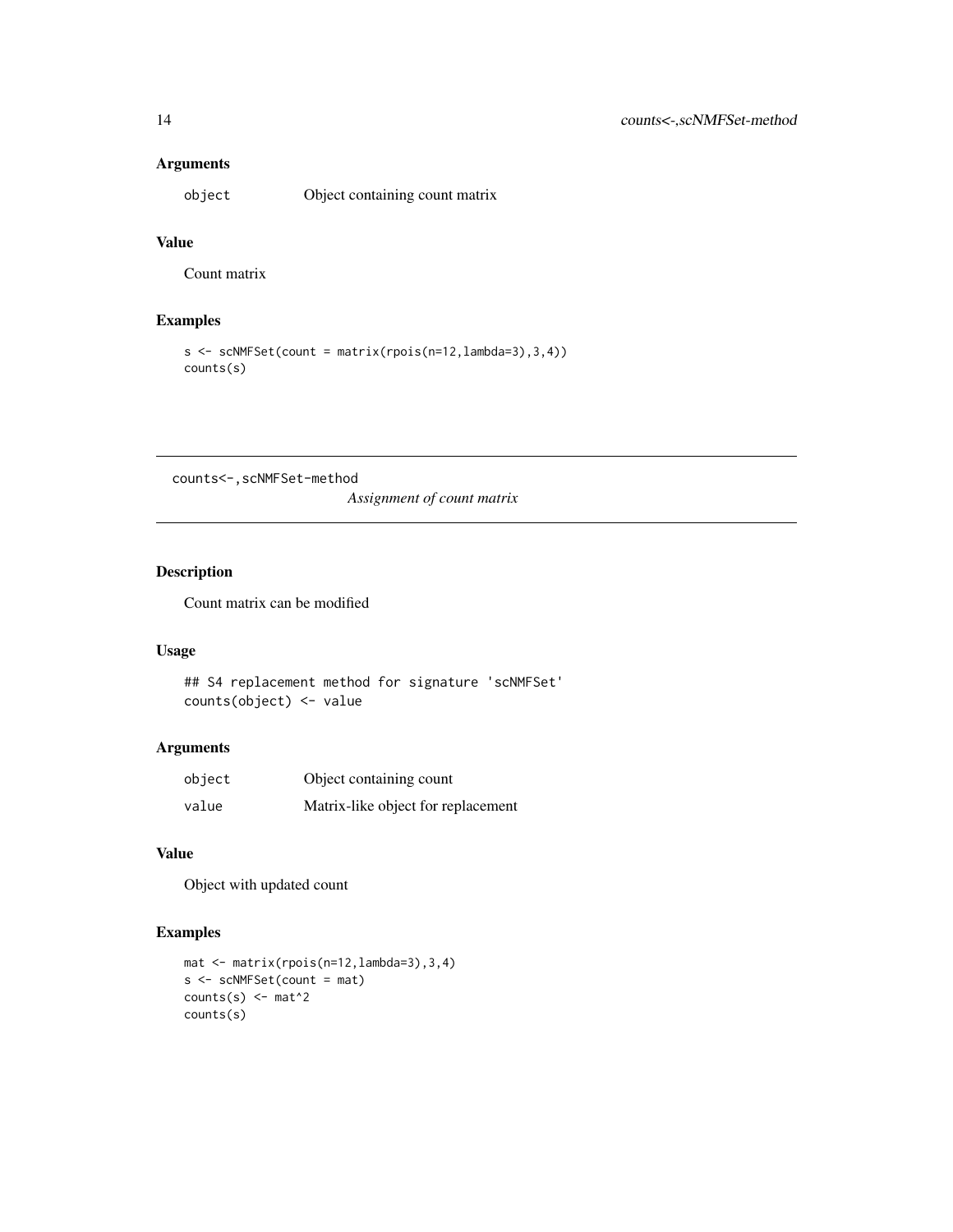### Arguments

| | |
|---|---|
| `object` | Object containing count matrix |

### Value

Count matrix

### Examples

```
s <- scNMFSet(count = matrix(rpois(n=12,lambda=3),3,4))
counts(s)
```

---

## counts<-,scNMFSet-method

*Assignment of count matrix*

---

### Description

Count matrix can be modified

### Usage

```
## S4 replacement method for signature 'scNMFSet'
counts(object) <- value
```

### Arguments

| | |
|---|---|
| `object` | Object containing count |
| `value` | Matrix-like object for replacement |

### Value

Object with updated count

### Examples

```
mat <- matrix(rpois(n=12,lambda=3),3,4)
s <- scNMFSet(count = mat)
counts(s) <- mat^2
counts(s)
```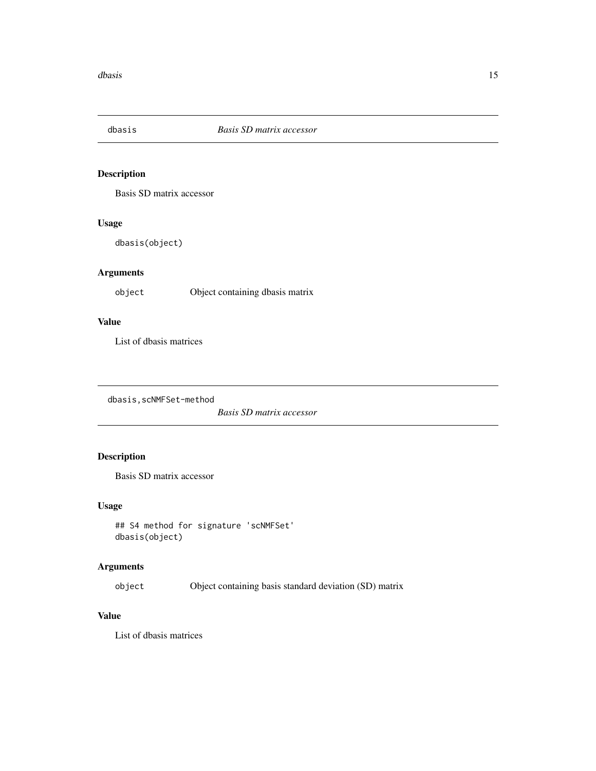## dbasis *Basis SD matrix accessor*

### Description

Basis SD matrix accessor

### Usage

```
dbasis(object)
```

### Arguments

| | |
|---|---|
| `object` | Object containing dbasis matrix |

### Value

List of dbasis matrices

## dbasis,scNMFSet-method *Basis SD matrix accessor*

### Description

Basis SD matrix accessor

### Usage

```
## S4 method for signature 'scNMFSet'
dbasis(object)
```

### Arguments

| | |
|---|---|
| `object` | Object containing basis standard deviation (SD) matrix |

### Value

List of dbasis matrices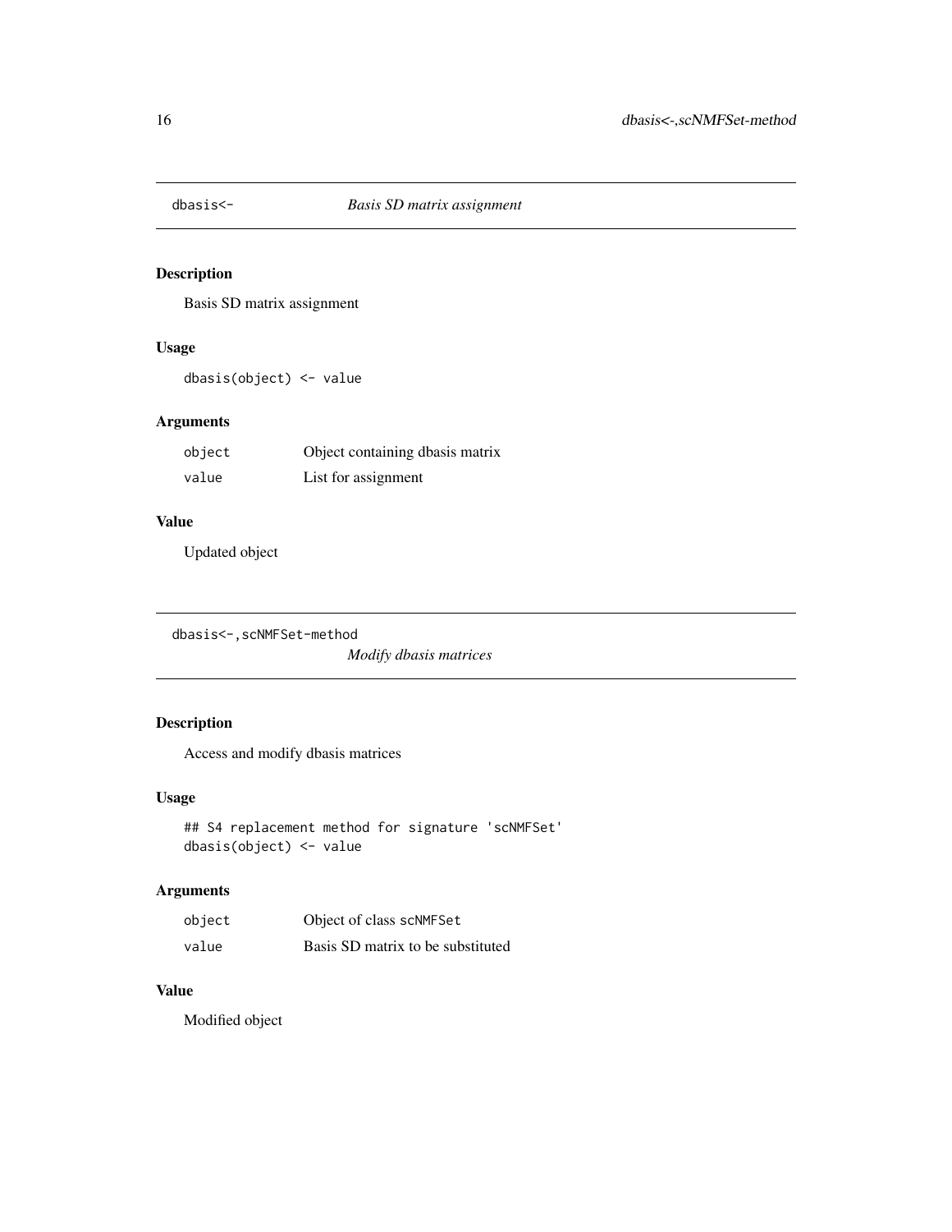## dbasis<- *Basis SD matrix assignment*

### Description

Basis SD matrix assignment

### Usage

```
dbasis(object) <- value
```

### Arguments

| | |
|---|---|
| object | Object containing dbasis matrix |
| value | List for assignment |

### Value

Updated object

## dbasis<-,scNMFSet-method *Modify dbasis matrices*

### Description

Access and modify dbasis matrices

### Usage

```
## S4 replacement method for signature 'scNMFSet'
dbasis(object) <- value
```

### Arguments

| | |
|---|---|
| object | Object of class scNMFSet |
| value | Basis SD matrix to be substituted |

### Value

Modified object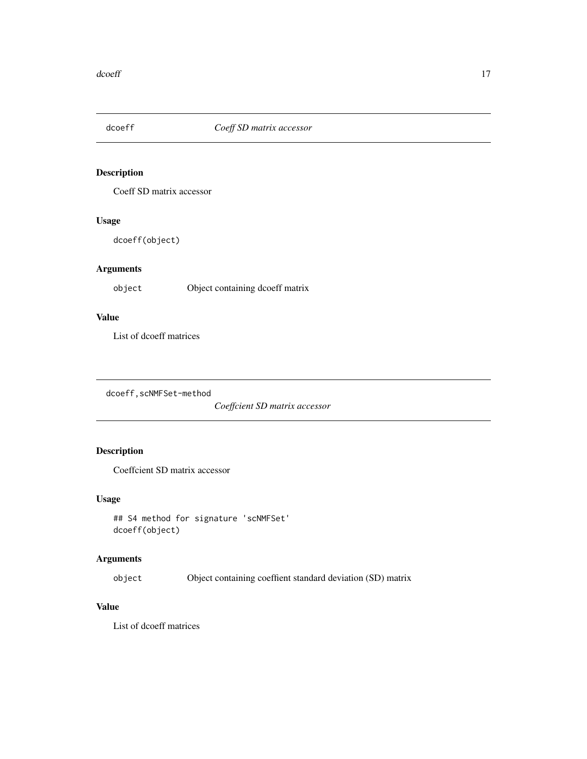## dcoeff — *Coeff SD matrix accessor*

### Description

Coeff SD matrix accessor

### Usage

```
dcoeff(object)
```

### Arguments

| | |
|---|---|
| object | Object containing dcoeff matrix |

### Value

List of dcoeff matrices

## dcoeff,scNMFSet-method — *Coeffcient SD matrix accessor*

### Description

Coeffcient SD matrix accessor

### Usage

```
## S4 method for signature 'scNMFSet'
dcoeff(object)
```

### Arguments

| | |
|---|---|
| object | Object containing coeffient standard deviation (SD) matrix |

### Value

List of dcoeff matrices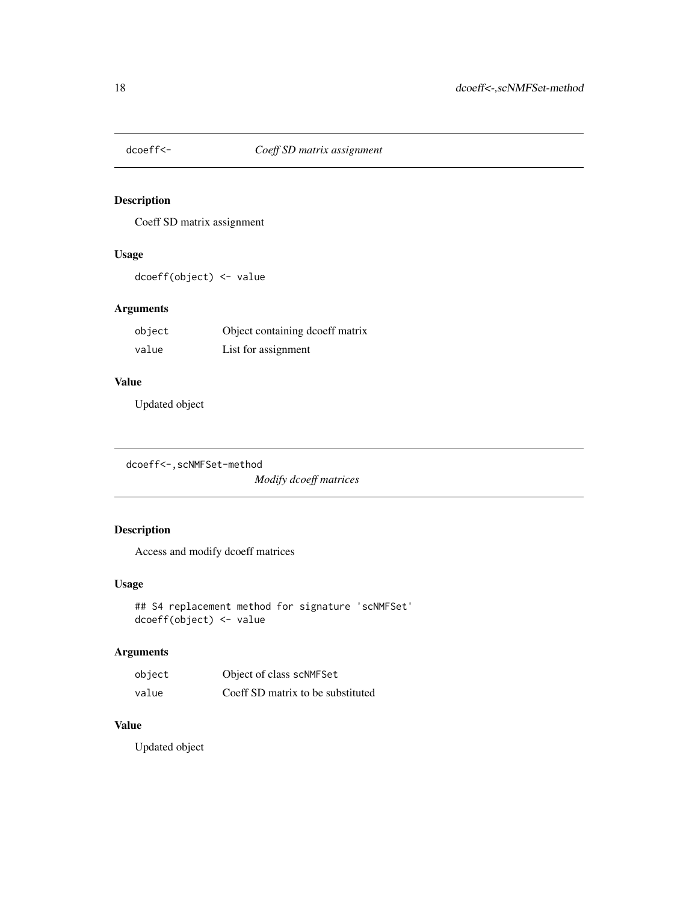## dcoeff<- *Coeff SD matrix assignment*

### Description

Coeff SD matrix assignment

### Usage

```
dcoeff(object) <- value
```

### Arguments

| | |
|---|---|
| object | Object containing dcoeff matrix |
| value | List for assignment |

### Value

Updated object

## dcoeff<-,scNMFSet-method *Modify dcoeff matrices*

### Description

Access and modify dcoeff matrices

### Usage

```
## S4 replacement method for signature 'scNMFSet'
dcoeff(object) <- value
```

### Arguments

| | |
|---|---|
| object | Object of class scNMFSet |
| value | Coeff SD matrix to be substituted |

### Value

Updated object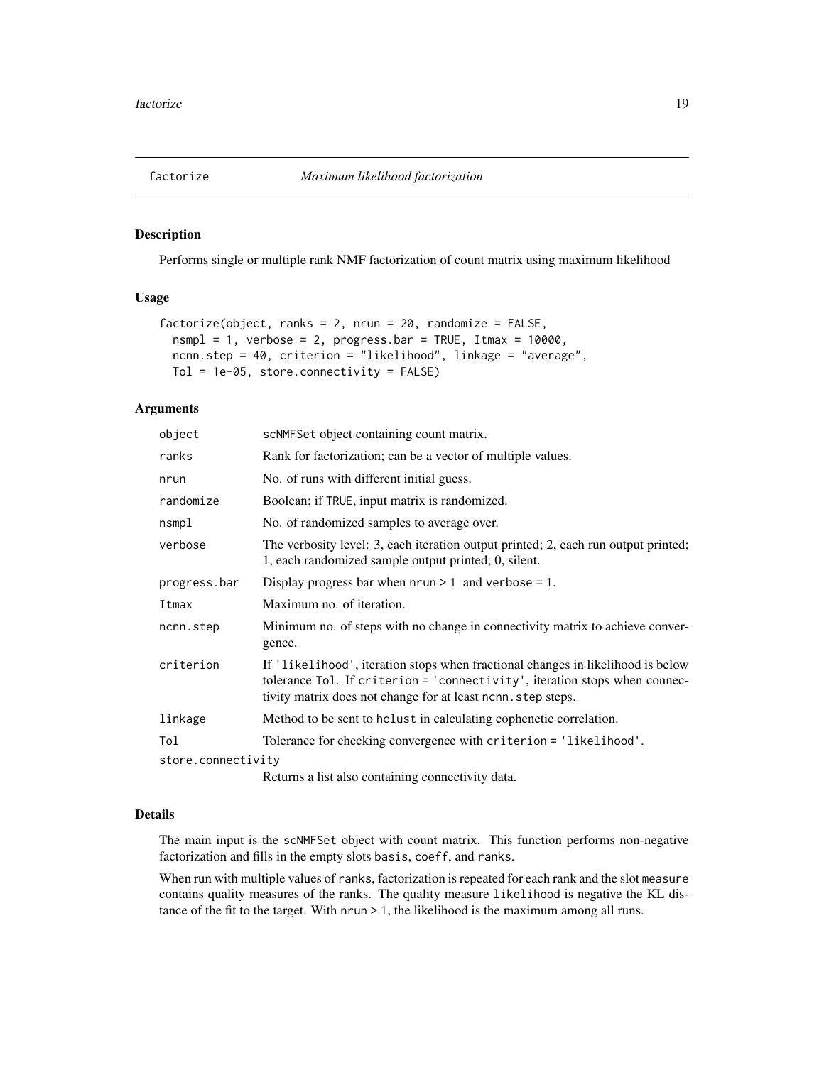# factorize — *Maximum likelihood factorization*

## Description

Performs single or multiple rank NMF factorization of count matrix using maximum likelihood

## Usage

```
factorize(object, ranks = 2, nrun = 20, randomize = FALSE,
  nsmpl = 1, verbose = 2, progress.bar = TRUE, Itmax = 10000,
  ncnn.step = 40, criterion = "likelihood", linkage = "average",
  Tol = 1e-05, store.connectivity = FALSE)
```

## Arguments

| Argument | Description |
|---|---|
| `object` | scNMFSet object containing count matrix. |
| `ranks` | Rank for factorization; can be a vector of multiple values. |
| `nrun` | No. of runs with different initial guess. |
| `randomize` | Boolean; if TRUE, input matrix is randomized. |
| `nsmpl` | No. of randomized samples to average over. |
| `verbose` | The verbosity level: 3, each iteration output printed; 2, each run output printed; 1, each randomized sample output printed; 0, silent. |
| `progress.bar` | Display progress bar when `nrun > 1` and `verbose = 1`. |
| `Itmax` | Maximum no. of iteration. |
| `ncnn.step` | Minimum no. of steps with no change in connectivity matrix to achieve convergence. |
| `criterion` | If `'likelihood'`, iteration stops when fractional changes in likelihood is below tolerance `Tol`. If `criterion = 'connectivity'`, iteration stops when connectivity matrix does not change for at least `ncnn.step` steps. |
| `linkage` | Method to be sent to `hclust` in calculating cophenetic correlation. |
| `Tol` | Tolerance for checking convergence with `criterion = 'likelihood'`. |
| `store.connectivity` | Returns a list also containing connectivity data. |

## Details

The main input is the `scNMFSet` object with count matrix. This function performs non-negative factorization and fills in the empty slots `basis`, `coeff`, and `ranks`.

When run with multiple values of `ranks`, factorization is repeated for each rank and the slot `measure` contains quality measures of the ranks. The quality measure `likelihood` is negative the KL distance of the fit to the target. With `nrun > 1`, the likelihood is the maximum among all runs.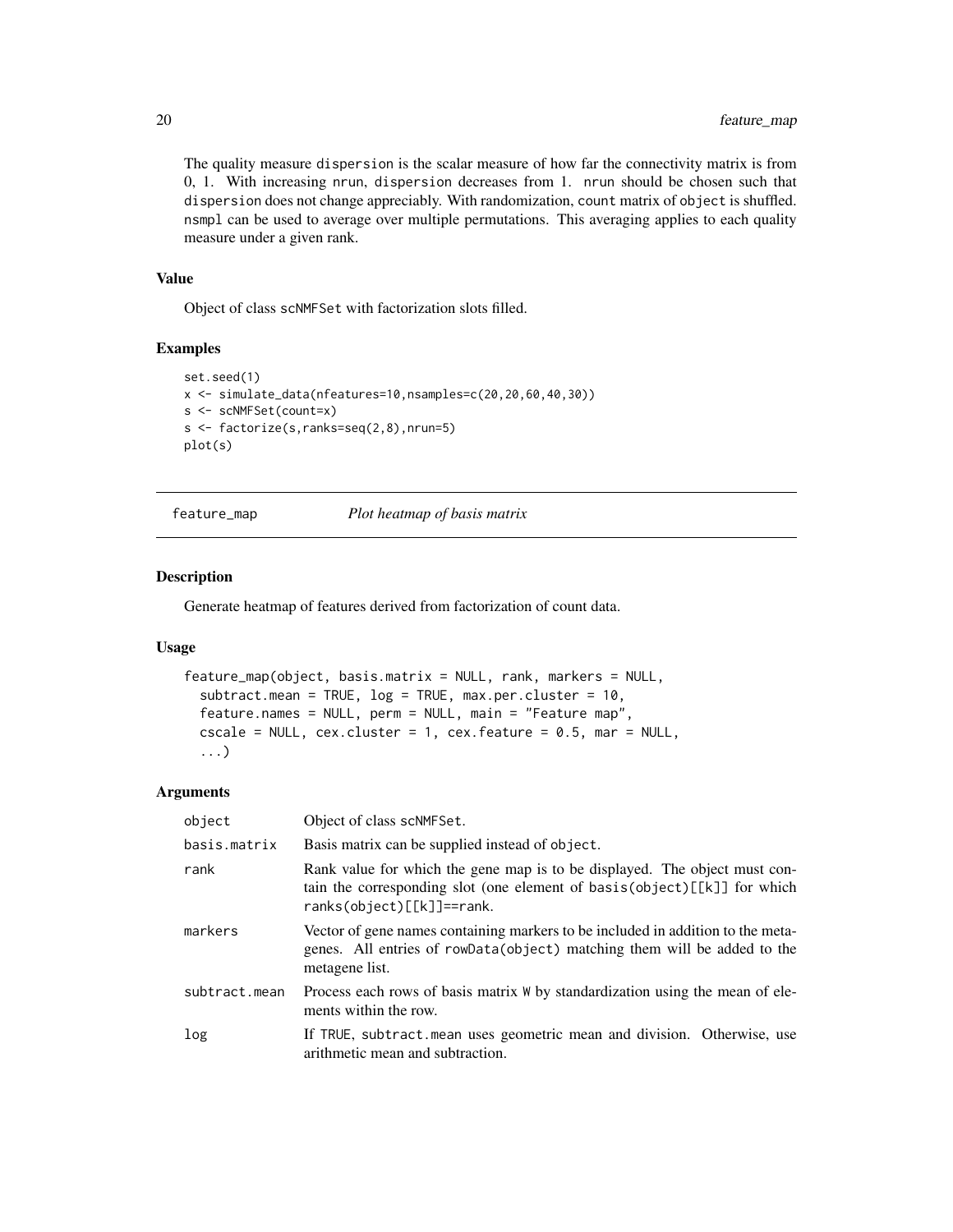The quality measure dispersion is the scalar measure of how far the connectivity matrix is from 0, 1. With increasing nrun, dispersion decreases from 1. nrun should be chosen such that dispersion does not change appreciably. With randomization, count matrix of object is shuffled. nsmpl can be used to average over multiple permutations. This averaging applies to each quality measure under a given rank.

### Value

Object of class scNMFSet with factorization slots filled.

### Examples

```
set.seed(1)
x <- simulate_data(nfeatures=10,nsamples=c(20,20,60,40,30))
s <- scNMFSet(count=x)
s <- factorize(s,ranks=seq(2,8),nrun=5)
plot(s)
```

## feature_map *Plot heatmap of basis matrix*

### Description

Generate heatmap of features derived from factorization of count data.

### Usage

```
feature_map(object, basis.matrix = NULL, rank, markers = NULL,
  subtract.mean = TRUE, log = TRUE, max.per.cluster = 10,
  feature.names = NULL, perm = NULL, main = "Feature map",
  cscale = NULL, cex.cluster = 1, cex.feature = 0.5, mar = NULL,
  ...)
```

### Arguments

| | |
|---|---|
| object | Object of class scNMFSet. |
| basis.matrix | Basis matrix can be supplied instead of object. |
| rank | Rank value for which the gene map is to be displayed. The object must contain the corresponding slot (one element of basis(object)[[k]] for which ranks(object)[[k]]==rank. |
| markers | Vector of gene names containing markers to be included in addition to the metagenes. All entries of rowData(object) matching them will be added to the metagene list. |
| subtract.mean | Process each rows of basis matrix W by standardization using the mean of elements within the row. |
| log | If TRUE, subtract.mean uses geometric mean and division. Otherwise, use arithmetic mean and subtraction. |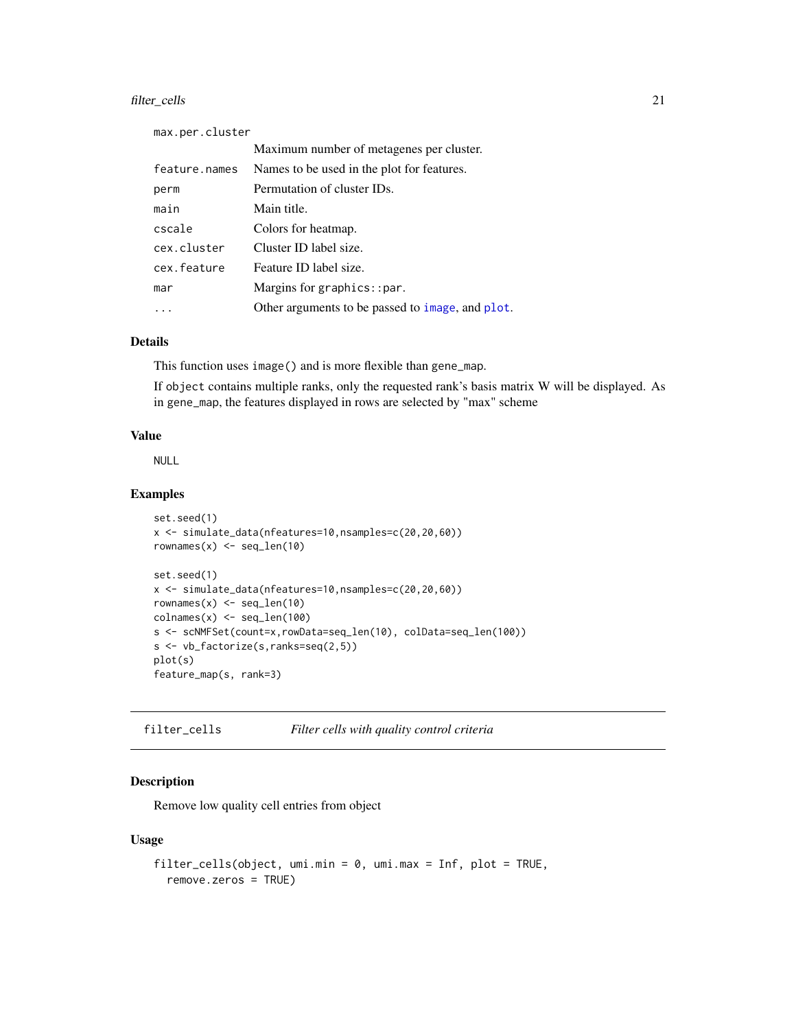| | |
|---|---|
| max.per.cluster | Maximum number of metagenes per cluster. |
| feature.names | Names to be used in the plot for features. |
| perm | Permutation of cluster IDs. |
| main | Main title. |
| cscale | Colors for heatmap. |
| cex.cluster | Cluster ID label size. |
| cex.feature | Feature ID label size. |
| mar | Margins for `graphics::par`. |
| ... | Other arguments to be passed to `image`, and `plot`. |

### Details

This function uses `image()` and is more flexible than `gene_map`.

If `object` contains multiple ranks, only the requested rank's basis matrix W will be displayed. As in `gene_map`, the features displayed in rows are selected by "max" scheme

### Value

NULL

### Examples

```
set.seed(1)
x <- simulate_data(nfeatures=10,nsamples=c(20,20,60))
rownames(x) <- seq_len(10)

set.seed(1)
x <- simulate_data(nfeatures=10,nsamples=c(20,20,60))
rownames(x) <- seq_len(10)
colnames(x) <- seq_len(100)
s <- scNMFSet(count=x,rowData=seq_len(10), colData=seq_len(100))
s <- vb_factorize(s,ranks=seq(2,5))
plot(s)
feature_map(s, rank=3)
```

---

## filter_cells &nbsp;&nbsp;&nbsp; *Filter cells with quality control criteria*

### Description

Remove low quality cell entries from object

### Usage

```
filter_cells(object, umi.min = 0, umi.max = Inf, plot = TRUE,
  remove.zeros = TRUE)
```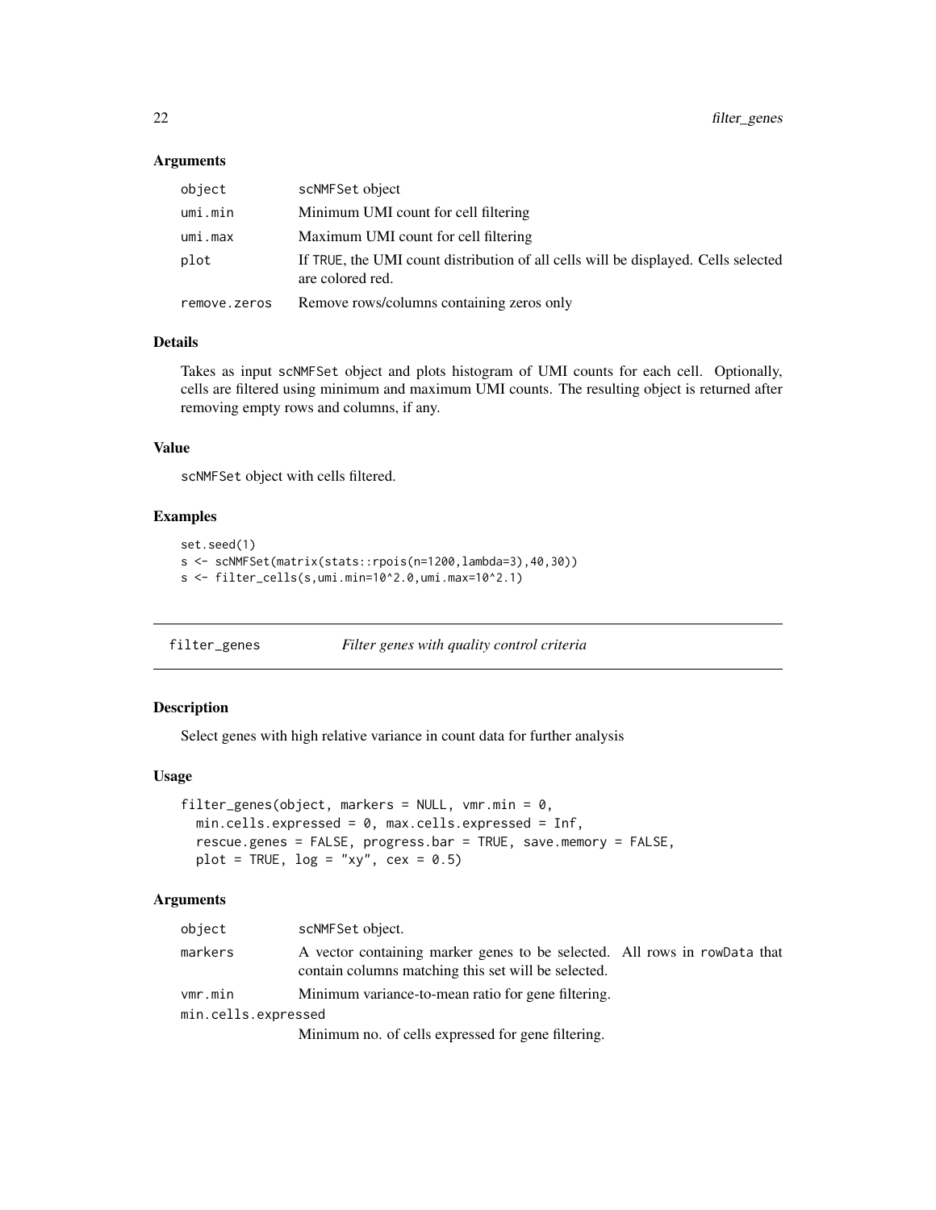### Arguments

| | |
|---|---|
| object | scNMFSet object |
| umi.min | Minimum UMI count for cell filtering |
| umi.max | Maximum UMI count for cell filtering |
| plot | If TRUE, the UMI count distribution of all cells will be displayed. Cells selected are colored red. |
| remove.zeros | Remove rows/columns containing zeros only |

### Details

Takes as input scNMFSet object and plots histogram of UMI counts for each cell. Optionally, cells are filtered using minimum and maximum UMI counts. The resulting object is returned after removing empty rows and columns, if any.

### Value

scNMFSet object with cells filtered.

### Examples

```
set.seed(1)
s <- scNMFSet(matrix(stats::rpois(n=1200,lambda=3),40,30))
s <- filter_cells(s,umi.min=10^2.0,umi.max=10^2.1)
```

---

## filter_genes — *Filter genes with quality control criteria*

### Description

Select genes with high relative variance in count data for further analysis

### Usage

```
filter_genes(object, markers = NULL, vmr.min = 0,
  min.cells.expressed = 0, max.cells.expressed = Inf,
  rescue.genes = FALSE, progress.bar = TRUE, save.memory = FALSE,
  plot = TRUE, log = "xy", cex = 0.5)
```

### Arguments

| | |
|---|---|
| object | scNMFSet object. |
| markers | A vector containing marker genes to be selected. All rows in rowData that contain columns matching this set will be selected. |
| vmr.min | Minimum variance-to-mean ratio for gene filtering. |
| min.cells.expressed | Minimum no. of cells expressed for gene filtering. |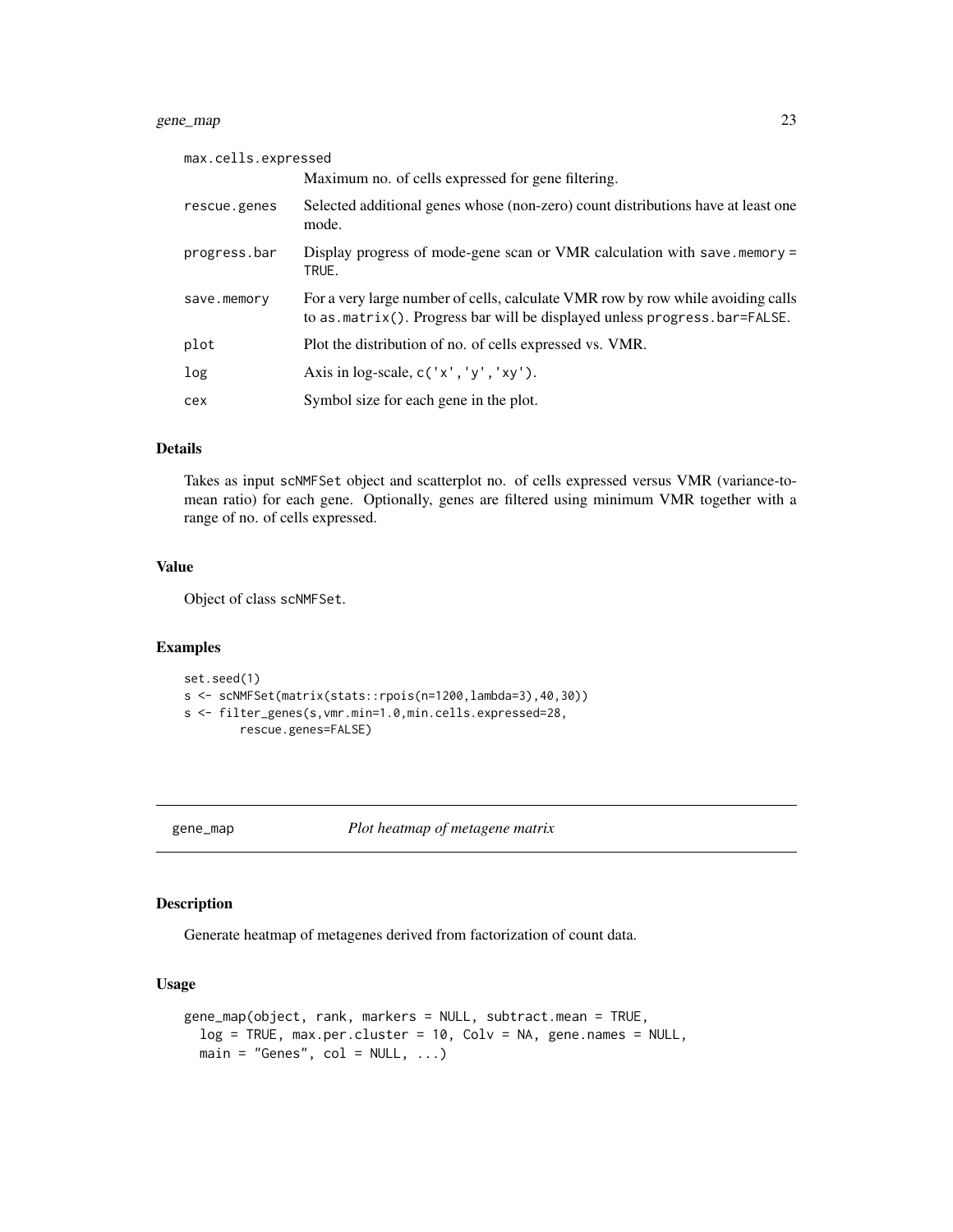| | |
|---|---|
| max.cells.expressed | Maximum no. of cells expressed for gene filtering. |
| rescue.genes | Selected additional genes whose (non-zero) count distributions have at least one mode. |
| progress.bar | Display progress of mode-gene scan or VMR calculation with save.memory = TRUE. |
| save.memory | For a very large number of cells, calculate VMR row by row while avoiding calls to as.matrix(). Progress bar will be displayed unless progress.bar=FALSE. |
| plot | Plot the distribution of no. of cells expressed vs. VMR. |
| log | Axis in log-scale, c('x','y','xy'). |
| cex | Symbol size for each gene in the plot. |

### Details

Takes as input scNMFSet object and scatterplot no. of cells expressed versus VMR (variance-to-mean ratio) for each gene. Optionally, genes are filtered using minimum VMR together with a range of no. of cells expressed.

### Value

Object of class scNMFSet.

### Examples

```
set.seed(1)
s <- scNMFSet(matrix(stats::rpois(n=1200,lambda=3),40,30))
s <- filter_genes(s,vmr.min=1.0,min.cells.expressed=28,
        rescue.genes=FALSE)
```

---

## gene_map *Plot heatmap of metagene matrix*

---

### Description

Generate heatmap of metagenes derived from factorization of count data.

### Usage

```
gene_map(object, rank, markers = NULL, subtract.mean = TRUE,
  log = TRUE, max.per.cluster = 10, Colv = NA, gene.names = NULL,
  main = "Genes", col = NULL, ...)
```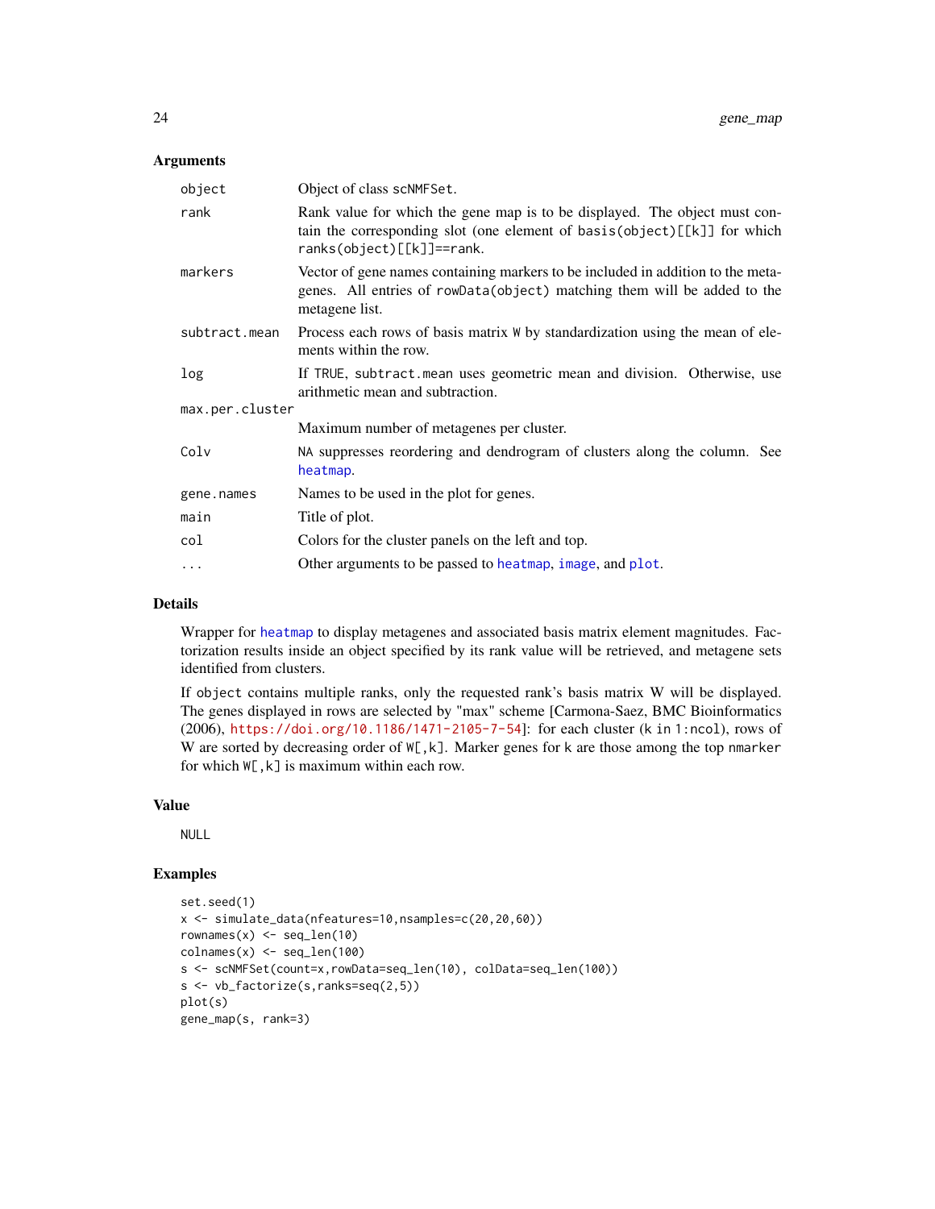## Arguments

| | |
|---|---|
| `object` | Object of class `scNMFSet`. |
| `rank` | Rank value for which the gene map is to be displayed. The object must contain the corresponding slot (one element of `basis(object)[[k]]` for which `ranks(object)[[k]]==rank`. |
| `markers` | Vector of gene names containing markers to be included in addition to the metagenes. All entries of `rowData(object)` matching them will be added to the metagene list. |
| `subtract.mean` | Process each rows of basis matrix `W` by standardization using the mean of elements within the row. |
| `log` | If `TRUE`, `subtract.mean` uses geometric mean and division. Otherwise, use arithmetic mean and subtraction. |
| `max.per.cluster` | Maximum number of metagenes per cluster. |
| `Colv` | `NA` suppresses reordering and dendrogram of clusters along the column. See heatmap. |
| `gene.names` | Names to be used in the plot for genes. |
| `main` | Title of plot. |
| `col` | Colors for the cluster panels on the left and top. |
| `...` | Other arguments to be passed to heatmap, image, and plot. |

## Details

Wrapper for heatmap to display metagenes and associated basis matrix element magnitudes. Factorization results inside an object specified by its rank value will be retrieved, and metagene sets identified from clusters.

If `object` contains multiple ranks, only the requested rank's basis matrix W will be displayed. The genes displayed in rows are selected by "max" scheme [Carmona-Saez, BMC Bioinformatics (2006), https://doi.org/10.1186/1471-2105-7-54]: for each cluster (`k` in `1:ncol`), rows of W are sorted by decreasing order of `W[,k]`. Marker genes for `k` are those among the top `nmarker` for which `W[,k]` is maximum within each row.

## Value

`NULL`

## Examples

```
set.seed(1)
x <- simulate_data(nfeatures=10,nsamples=c(20,20,60))
rownames(x) <- seq_len(10)
colnames(x) <- seq_len(100)
s <- scNMFSet(count=x,rowData=seq_len(10), colData=seq_len(100))
s <- vb_factorize(s,ranks=seq(2,5))
plot(s)
gene_map(s, rank=3)
```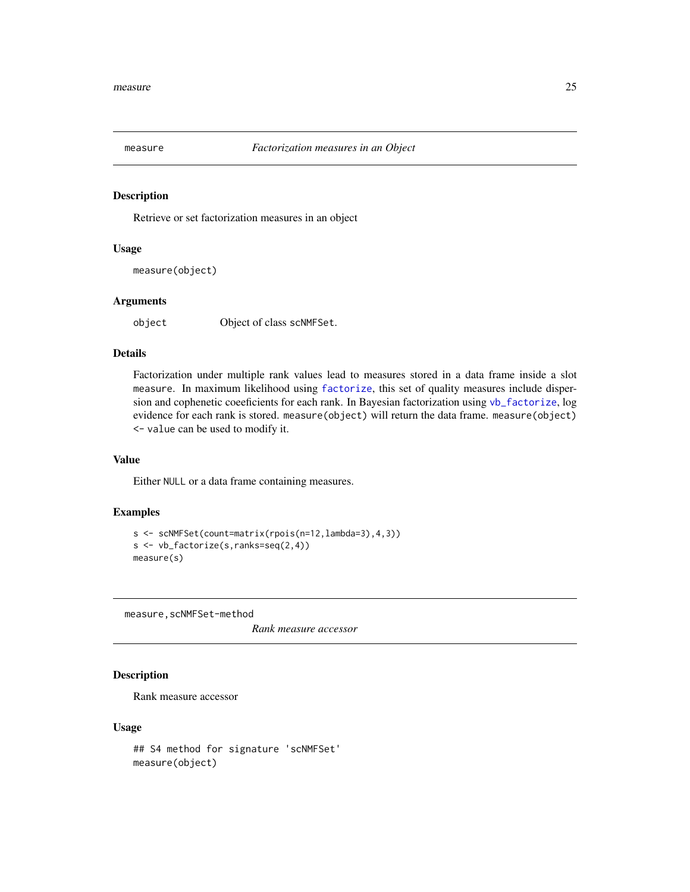## measure — *Factorization measures in an Object*

### Description

Retrieve or set factorization measures in an object

### Usage

```
measure(object)
```

### Arguments

| | |
|---|---|
| `object` | Object of class `scNMFSet`. |

### Details

Factorization under multiple rank values lead to measures stored in a data frame inside a slot `measure`. In maximum likelihood using `factorize`, this set of quality measures include dispersion and cophenetic coeeficients for each rank. In Bayesian factorization using `vb_factorize`, log evidence for each rank is stored. `measure(object)` will return the data frame. `measure(object) <- value` can be used to modify it.

### Value

Either `NULL` or a data frame containing measures.

### Examples

```
s <- scNMFSet(count=matrix(rpois(n=12,lambda=3),4,3))
s <- vb_factorize(s,ranks=seq(2,4))
measure(s)
```

## measure,scNMFSet-method — *Rank measure accessor*

### Description

Rank measure accessor

### Usage

```
## S4 method for signature 'scNMFSet'
measure(object)
```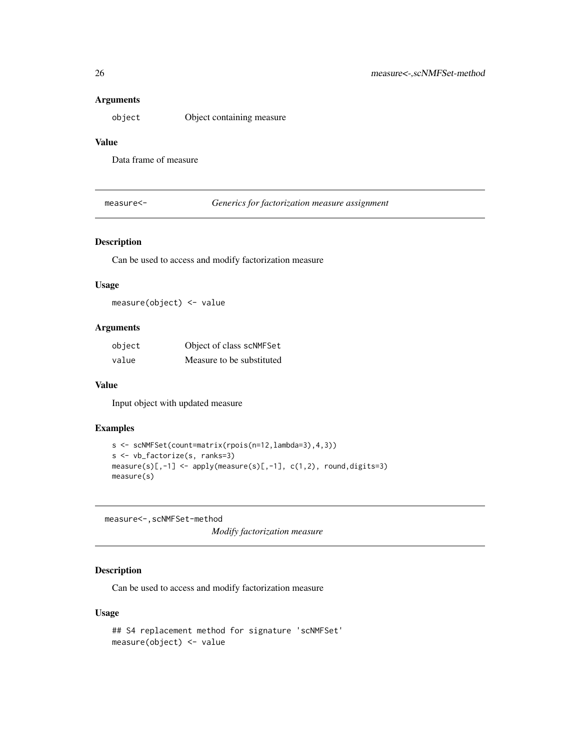### Arguments

| | |
|---|---|
| object | Object containing measure |

### Value

Data frame of measure

## measure<- *Generics for factorization measure assignment*

### Description

Can be used to access and modify factorization measure

### Usage

```
measure(object) <- value
```

### Arguments

| | |
|---|---|
| object | Object of class scNMFSet |
| value | Measure to be substituted |

### Value

Input object with updated measure

### Examples

```
s <- scNMFSet(count=matrix(rpois(n=12,lambda=3),4,3))
s <- vb_factorize(s, ranks=3)
measure(s)[,-1] <- apply(measure(s)[,-1], c(1,2), round,digits=3)
measure(s)
```

## measure<-,scNMFSet-method *Modify factorization measure*

### Description

Can be used to access and modify factorization measure

### Usage

```
## S4 replacement method for signature 'scNMFSet'
measure(object) <- value
```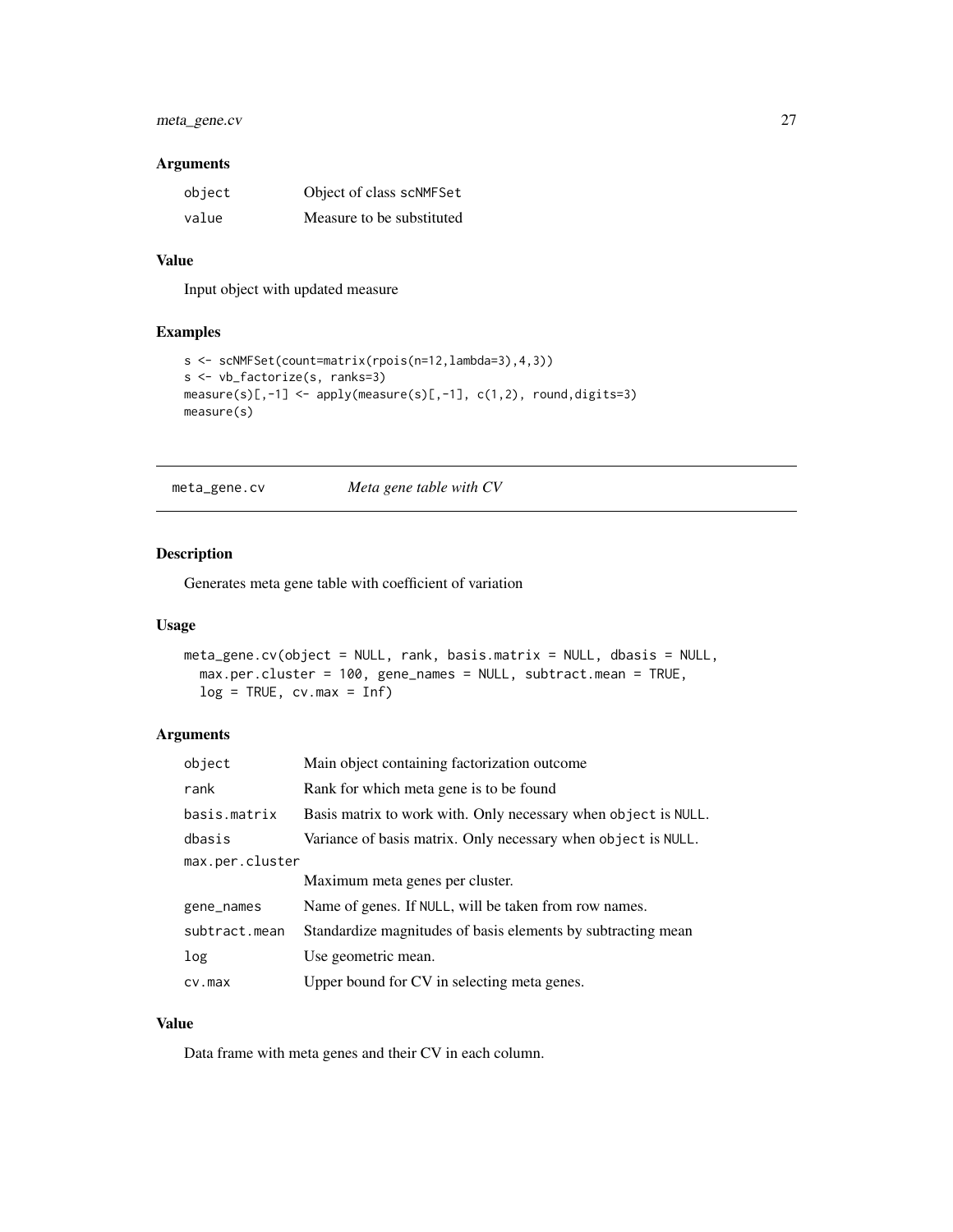### Arguments

| | |
|---|---|
| object | Object of class scNMFSet |
| value | Measure to be substituted |

### Value

Input object with updated measure

### Examples

```
s <- scNMFSet(count=matrix(rpois(n=12,lambda=3),4,3))
s <- vb_factorize(s, ranks=3)
measure(s)[,-1] <- apply(measure(s)[,-1], c(1,2), round,digits=3)
measure(s)
```

---

## meta_gene.cv    *Meta gene table with CV*

### Description

Generates meta gene table with coefficient of variation

### Usage

```
meta_gene.cv(object = NULL, rank, basis.matrix = NULL, dbasis = NULL,
  max.per.cluster = 100, gene_names = NULL, subtract.mean = TRUE,
  log = TRUE, cv.max = Inf)
```

### Arguments

| | |
|---|---|
| object | Main object containing factorization outcome |
| rank | Rank for which meta gene is to be found |
| basis.matrix | Basis matrix to work with. Only necessary when object is NULL. |
| dbasis | Variance of basis matrix. Only necessary when object is NULL. |
| max.per.cluster | Maximum meta genes per cluster. |
| gene_names | Name of genes. If NULL, will be taken from row names. |
| subtract.mean | Standardize magnitudes of basis elements by subtracting mean |
| log | Use geometric mean. |
| cv.max | Upper bound for CV in selecting meta genes. |

### Value

Data frame with meta genes and their CV in each column.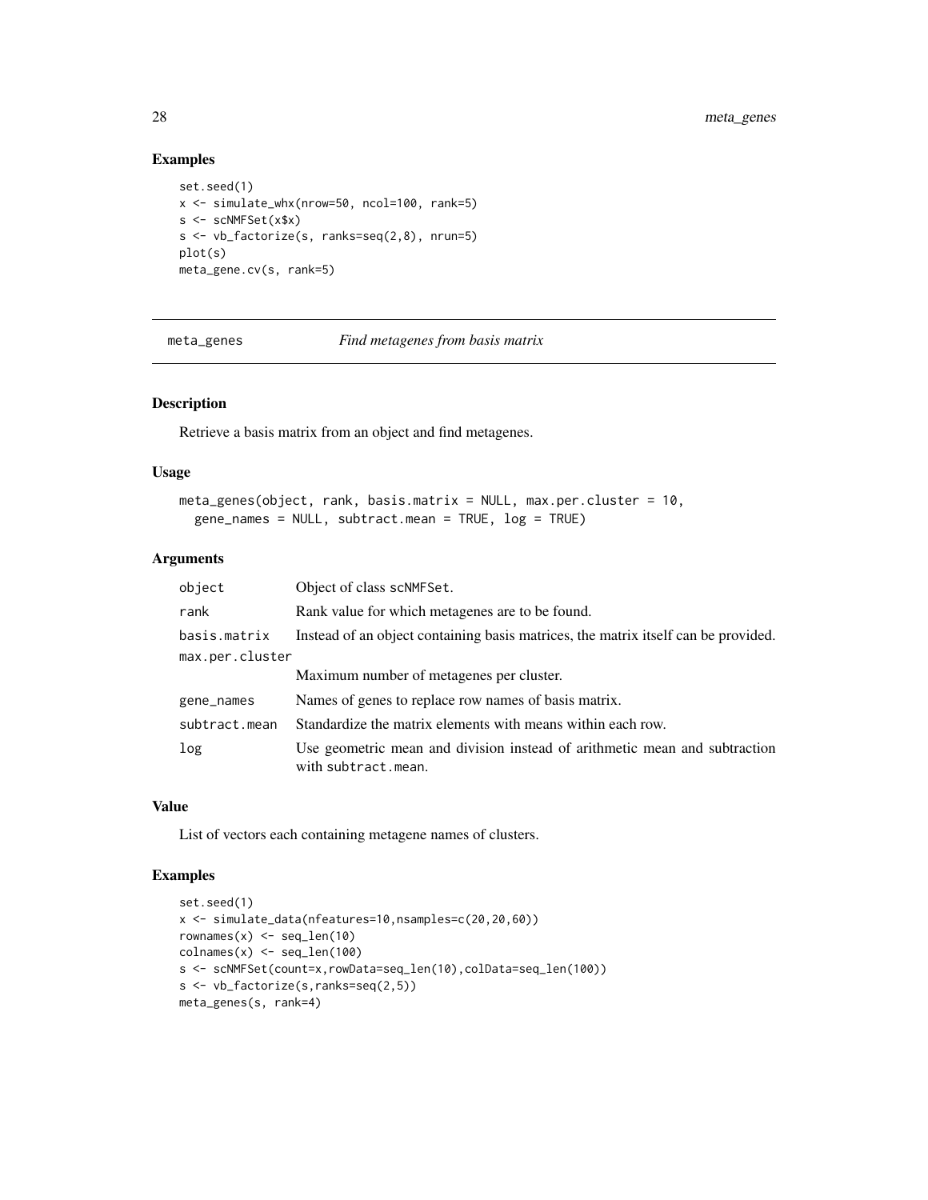## Examples

```
set.seed(1)
x <- simulate_whx(nrow=50, ncol=100, rank=5)
s <- scNMFSet(x$x)
s <- vb_factorize(s, ranks=seq(2,8), nrun=5)
plot(s)
meta_gene.cv(s, rank=5)
```

---

meta_genes *Find metagenes from basis matrix*

---

### Description

Retrieve a basis matrix from an object and find metagenes.

### Usage

```
meta_genes(object, rank, basis.matrix = NULL, max.per.cluster = 10,
  gene_names = NULL, subtract.mean = TRUE, log = TRUE)
```

### Arguments

| | |
|---|---|
| object | Object of class scNMFSet. |
| rank | Rank value for which metagenes are to be found. |
| basis.matrix | Instead of an object containing basis matrices, the matrix itself can be provided. |
| max.per.cluster | Maximum number of metagenes per cluster. |
| gene_names | Names of genes to replace row names of basis matrix. |
| subtract.mean | Standardize the matrix elements with means within each row. |
| log | Use geometric mean and division instead of arithmetic mean and subtraction with subtract.mean. |

### Value

List of vectors each containing metagene names of clusters.

### Examples

```
set.seed(1)
x <- simulate_data(nfeatures=10,nsamples=c(20,20,60))
rownames(x) <- seq_len(10)
colnames(x) <- seq_len(100)
s <- scNMFSet(count=x,rowData=seq_len(10),colData=seq_len(100))
s <- vb_factorize(s,ranks=seq(2,5))
meta_genes(s, rank=4)
```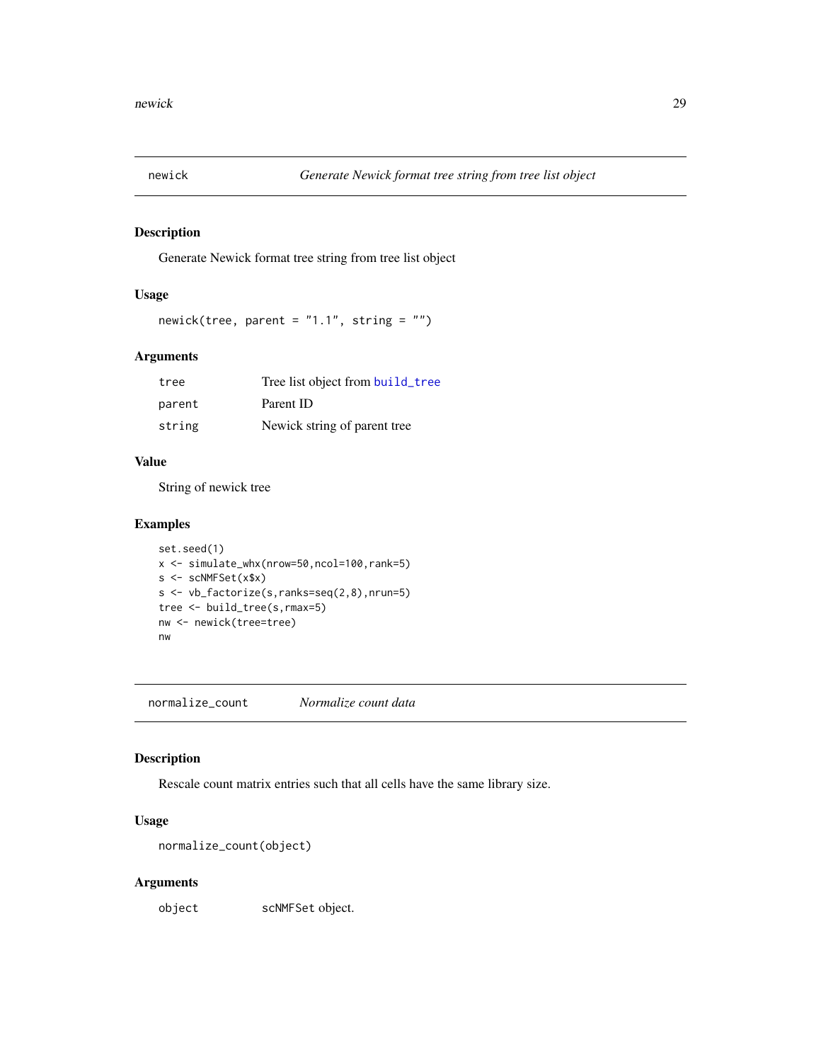## newick — *Generate Newick format tree string from tree list object*

### Description

Generate Newick format tree string from tree list object

### Usage

```
newick(tree, parent = "1.1", string = "")
```

### Arguments

| | |
|---|---|
| tree | Tree list object from build_tree |
| parent | Parent ID |
| string | Newick string of parent tree |

### Value

String of newick tree

### Examples

```
set.seed(1)
x <- simulate_whx(nrow=50,ncol=100,rank=5)
s <- scNMFSet(x$x)
s <- vb_factorize(s,ranks=seq(2,8),nrun=5)
tree <- build_tree(s,rmax=5)
nw <- newick(tree=tree)
nw
```

## normalize_count — *Normalize count data*

### Description

Rescale count matrix entries such that all cells have the same library size.

### Usage

```
normalize_count(object)
```

### Arguments

| | |
|---|---|
| object | scNMFSet object. |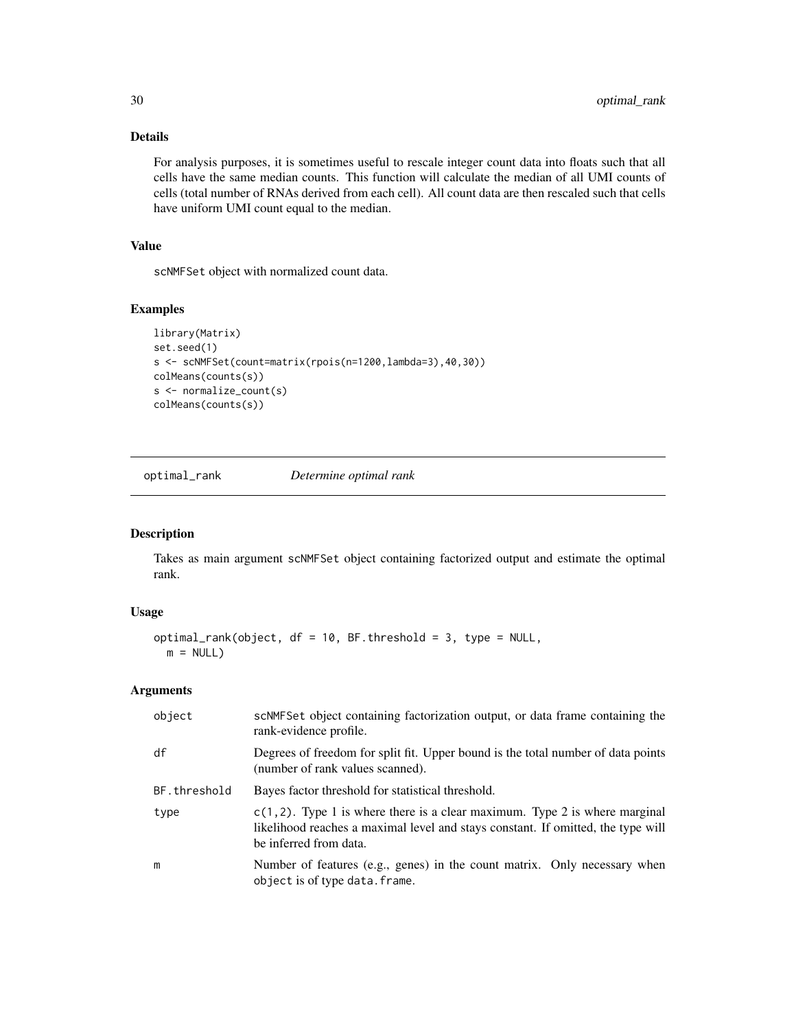### Details

For analysis purposes, it is sometimes useful to rescale integer count data into floats such that all cells have the same median counts. This function will calculate the median of all UMI counts of cells (total number of RNAs derived from each cell). All count data are then rescaled such that cells have uniform UMI count equal to the median.

### Value

scNMFSet object with normalized count data.

### Examples

```
library(Matrix)
set.seed(1)
s <- scNMFSet(count=matrix(rpois(n=1200,lambda=3),40,30))
colMeans(counts(s))
s <- normalize_count(s)
colMeans(counts(s))
```

---

## optimal_rank &emsp; *Determine optimal rank*

---

### Description

Takes as main argument scNMFSet object containing factorized output and estimate the optimal rank.

### Usage

```
optimal_rank(object, df = 10, BF.threshold = 3, type = NULL,
  m = NULL)
```

### Arguments

| | |
|---|---|
| object | scNMFSet object containing factorization output, or data frame containing the rank-evidence profile. |
| df | Degrees of freedom for split fit. Upper bound is the total number of data points (number of rank values scanned). |
| BF.threshold | Bayes factor threshold for statistical threshold. |
| type | c(1,2). Type 1 is where there is a clear maximum. Type 2 is where marginal likelihood reaches a maximal level and stays constant. If omitted, the type will be inferred from data. |
| m | Number of features (e.g., genes) in the count matrix. Only necessary when object is of type data.frame. |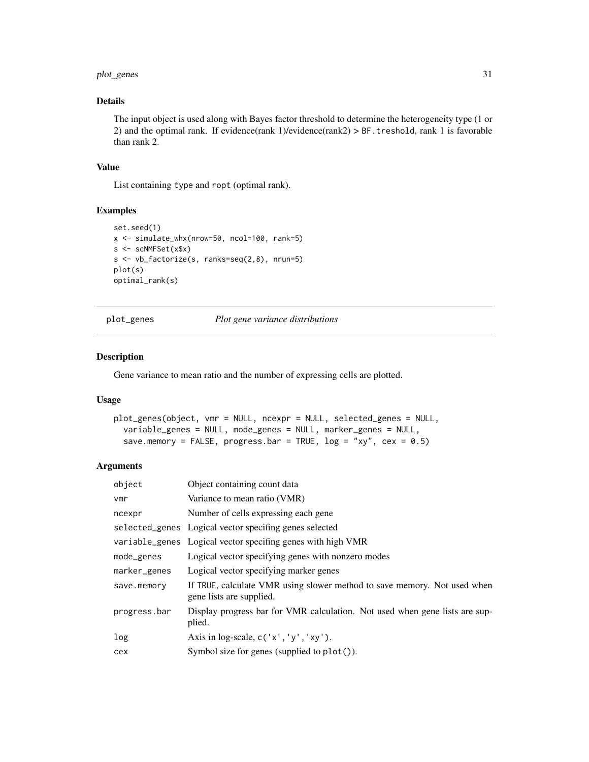### Details

The input object is used along with Bayes factor threshold to determine the heterogeneity type (1 or 2) and the optimal rank. If evidence(rank 1)/evidence(rank2) > `BF.treshold`, rank 1 is favorable than rank 2.

### Value

List containing `type` and `ropt` (optimal rank).

### Examples

```
set.seed(1)
x <- simulate_whx(nrow=50, ncol=100, rank=5)
s <- scNMFSet(x$x)
s <- vb_factorize(s, ranks=seq(2,8), nrun=5)
plot(s)
optimal_rank(s)
```

## plot_genes — *Plot gene variance distributions*

### Description

Gene variance to mean ratio and the number of expressing cells are plotted.

### Usage

```
plot_genes(object, vmr = NULL, ncexpr = NULL, selected_genes = NULL,
  variable_genes = NULL, mode_genes = NULL, marker_genes = NULL,
  save.memory = FALSE, progress.bar = TRUE, log = "xy", cex = 0.5)
```

### Arguments

| | |
|---|---|
| `object` | Object containing count data |
| `vmr` | Variance to mean ratio (VMR) |
| `ncexpr` | Number of cells expressing each gene |
| `selected_genes` | Logical vector specifing genes selected |
| `variable_genes` | Logical vector specifing genes with high VMR |
| `mode_genes` | Logical vector specifying genes with nonzero modes |
| `marker_genes` | Logical vector specifying marker genes |
| `save.memory` | If `TRUE`, calculate VMR using slower method to save memory. Not used when gene lists are supplied. |
| `progress.bar` | Display progress bar for VMR calculation. Not used when gene lists are supplied. |
| `log` | Axis in log-scale, `c('x','y','xy')`. |
| `cex` | Symbol size for genes (supplied to `plot()`). |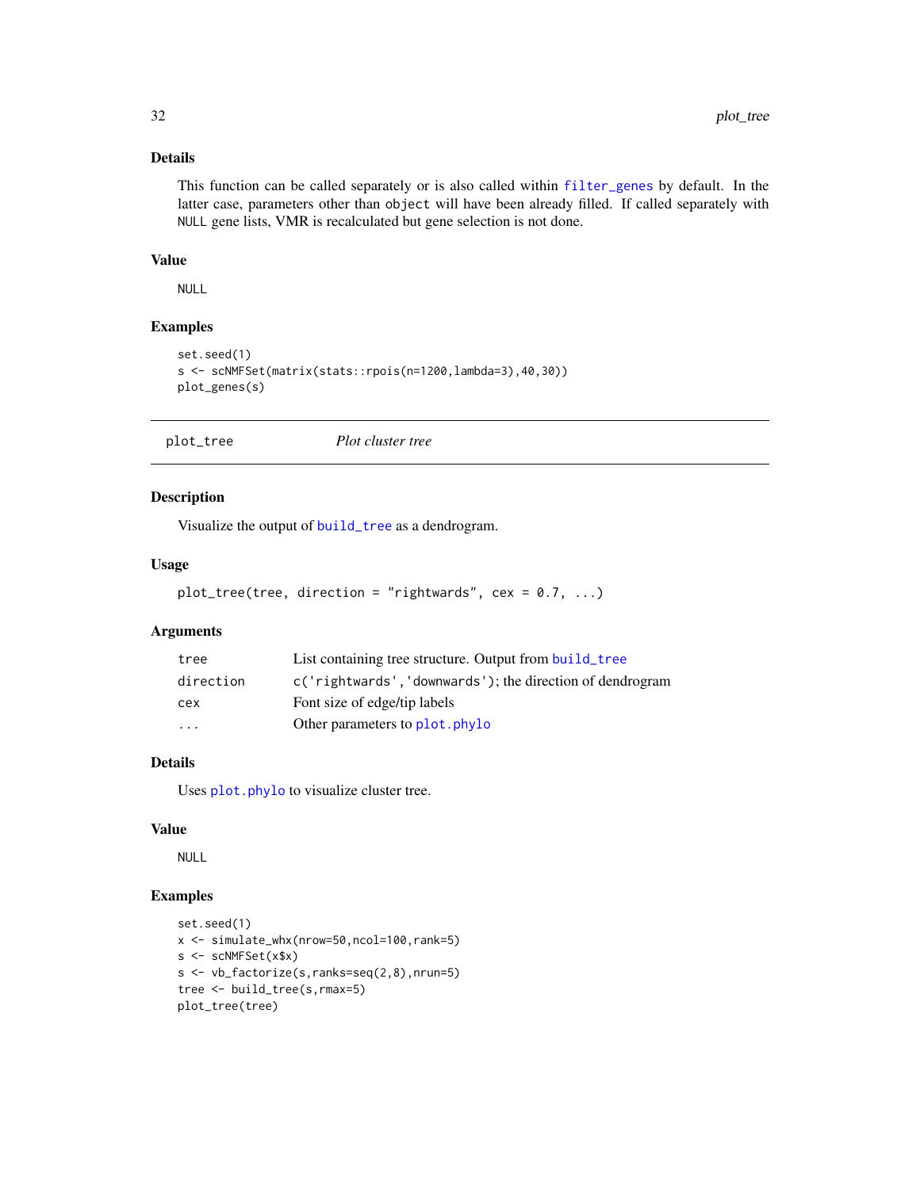### Details

This function can be called separately or is also called within `filter_genes` by default. In the latter case, parameters other than `object` will have been already filled. If called separately with `NULL` gene lists, VMR is recalculated but gene selection is not done.

### Value

NULL

### Examples

```
set.seed(1)
s <- scNMFSet(matrix(stats::rpois(n=1200,lambda=3),40,30))
plot_genes(s)
```

---

## plot_tree — *Plot cluster tree*

### Description

Visualize the output of `build_tree` as a dendrogram.

### Usage

```
plot_tree(tree, direction = "rightwards", cex = 0.7, ...)
```

### Arguments

| | |
|---|---|
| tree | List containing tree structure. Output from `build_tree` |
| direction | `c('rightwards','downwards')`; the direction of dendrogram |
| cex | Font size of edge/tip labels |
| ... | Other parameters to `plot.phylo` |

### Details

Uses `plot.phylo` to visualize cluster tree.

### Value

NULL

### Examples

```
set.seed(1)
x <- simulate_whx(nrow=50,ncol=100,rank=5)
s <- scNMFSet(x$x)
s <- vb_factorize(s,ranks=seq(2,8),nrun=5)
tree <- build_tree(s,rmax=5)
plot_tree(tree)
```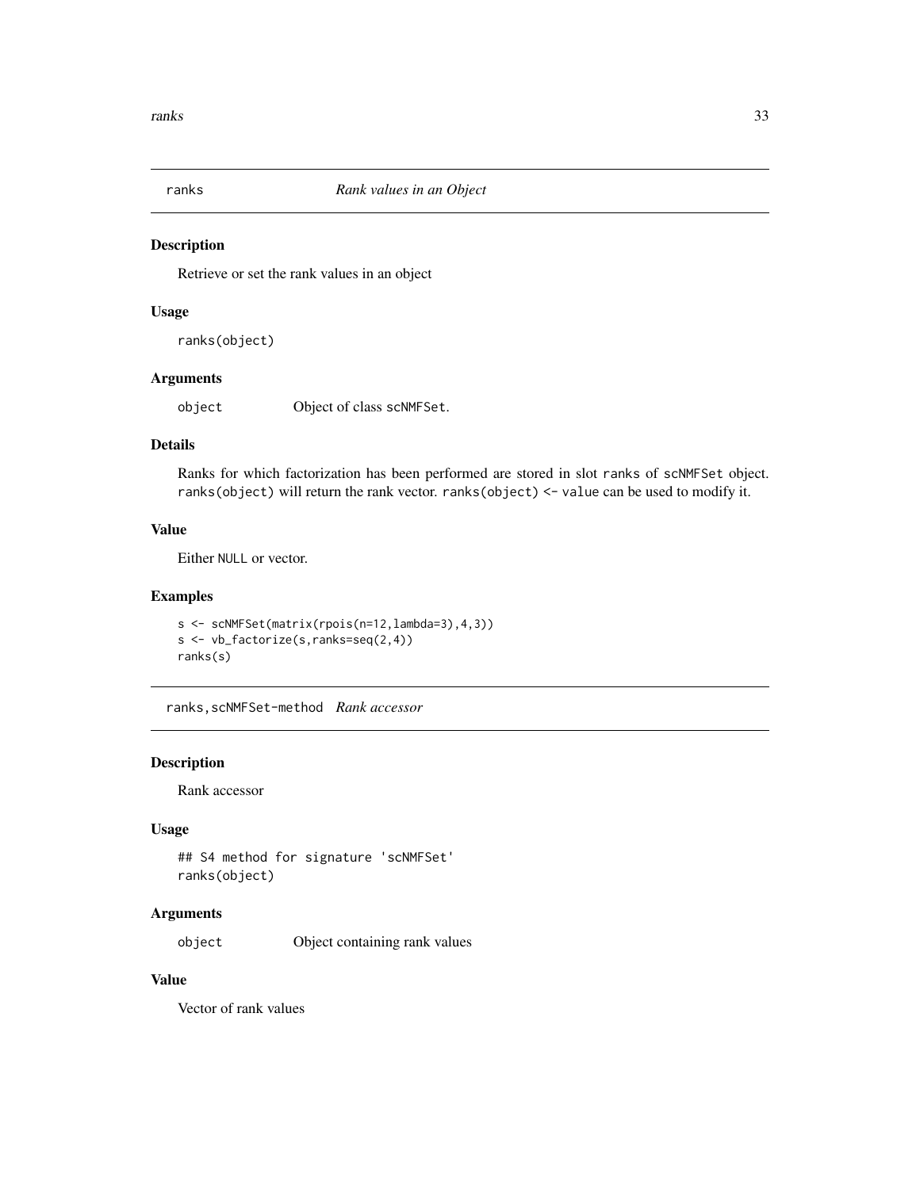## ranks *Rank values in an Object*

### Description

Retrieve or set the rank values in an object

### Usage

```
ranks(object)
```

### Arguments

| | |
|---|---|
| object | Object of class scNMFSet. |

### Details

Ranks for which factorization has been performed are stored in slot ranks of scNMFSet object. ranks(object) will return the rank vector. ranks(object) <- value can be used to modify it.

### Value

Either NULL or vector.

### Examples

```
s <- scNMFSet(matrix(rpois(n=12,lambda=3),4,3))
s <- vb_factorize(s,ranks=seq(2,4))
ranks(s)
```

## ranks,scNMFSet-method *Rank accessor*

### Description

Rank accessor

### Usage

```
## S4 method for signature 'scNMFSet'
ranks(object)
```

### Arguments

| | |
|---|---|
| object | Object containing rank values |

### Value

Vector of rank values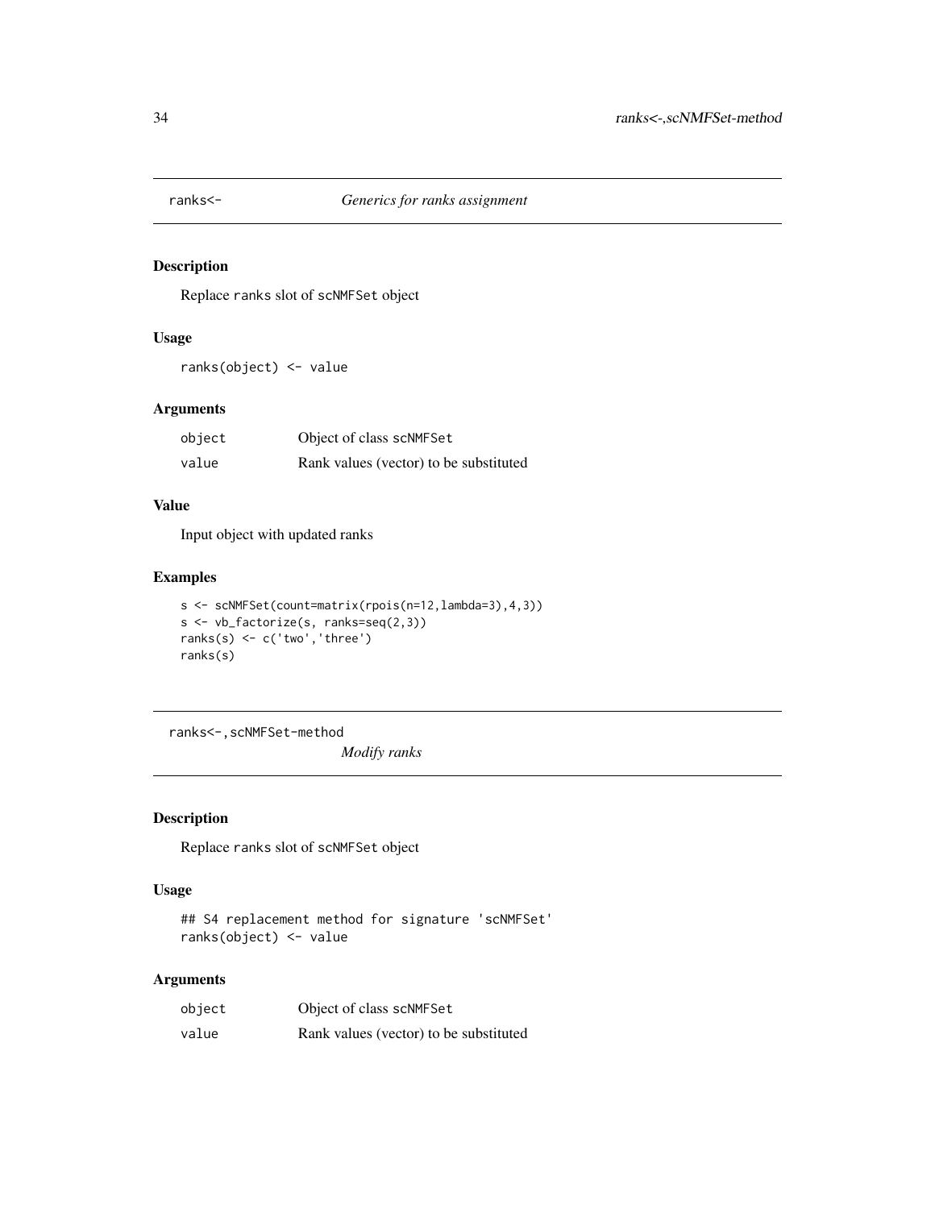## ranks<- *Generics for ranks assignment*

### Description

Replace ranks slot of scNMFSet object

### Usage

```
ranks(object) <- value
```

### Arguments

| | |
|---|---|
| object | Object of class scNMFSet |
| value | Rank values (vector) to be substituted |

### Value

Input object with updated ranks

### Examples

```
s <- scNMFSet(count=matrix(rpois(n=12,lambda=3),4,3))
s <- vb_factorize(s, ranks=seq(2,3))
ranks(s) <- c('two','three')
ranks(s)
```

## ranks<-,scNMFSet-method *Modify ranks*

### Description

Replace ranks slot of scNMFSet object

### Usage

```
## S4 replacement method for signature 'scNMFSet'
ranks(object) <- value
```

### Arguments

| | |
|---|---|
| object | Object of class scNMFSet |
| value | Rank values (vector) to be substituted |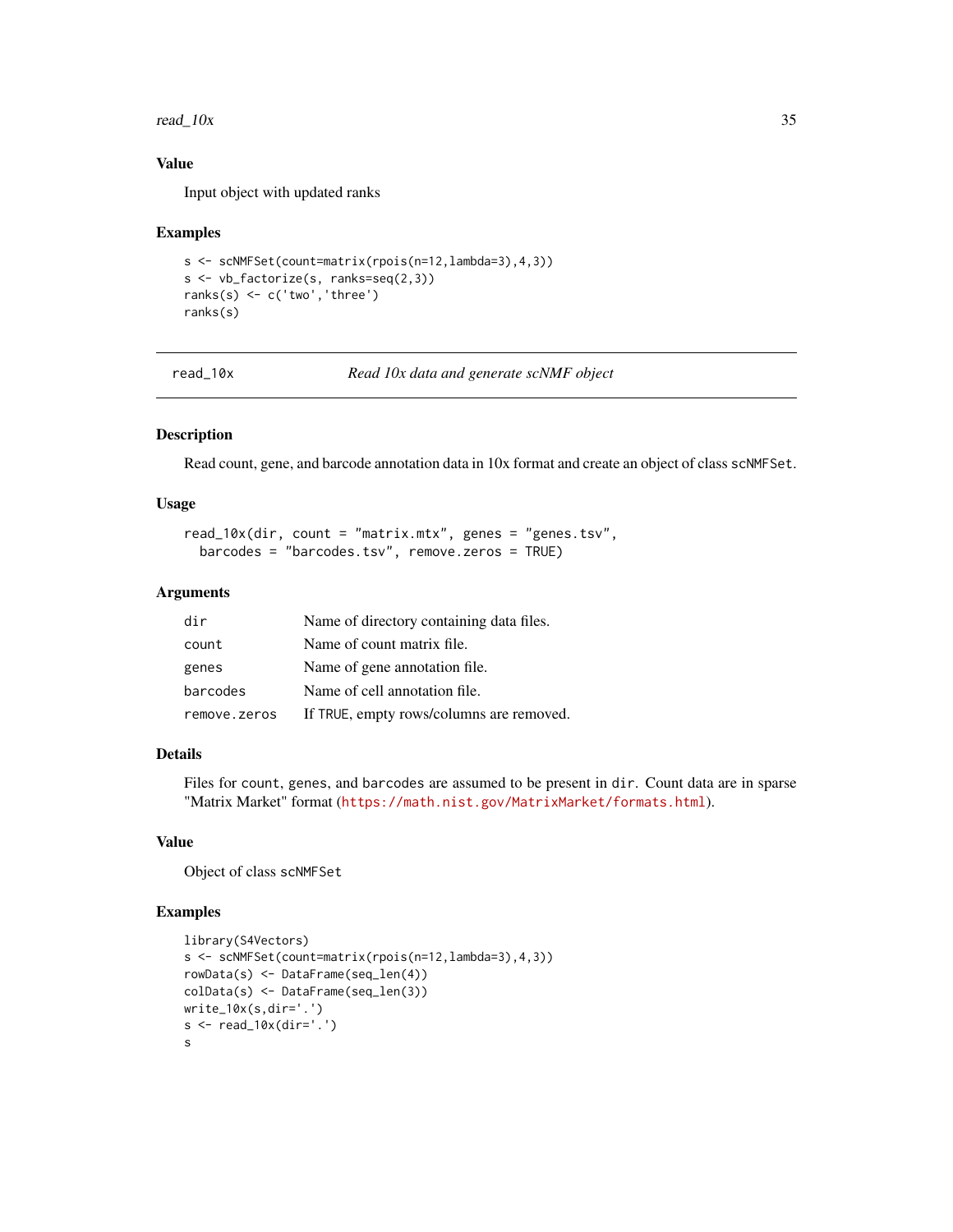### Value

Input object with updated ranks

### Examples

```
s <- scNMFSet(count=matrix(rpois(n=12,lambda=3),4,3))
s <- vb_factorize(s, ranks=seq(2,3))
ranks(s) <- c('two','three')
ranks(s)
```

---

## read_10x — *Read 10x data and generate scNMF object*

---

### Description

Read count, gene, and barcode annotation data in 10x format and create an object of class `scNMFSet`.

### Usage

```
read_10x(dir, count = "matrix.mtx", genes = "genes.tsv",
  barcodes = "barcodes.tsv", remove.zeros = TRUE)
```

### Arguments

| | |
|---|---|
| `dir` | Name of directory containing data files. |
| `count` | Name of count matrix file. |
| `genes` | Name of gene annotation file. |
| `barcodes` | Name of cell annotation file. |
| `remove.zeros` | If `TRUE`, empty rows/columns are removed. |

### Details

Files for `count`, `genes`, and `barcodes` are assumed to be present in `dir`. Count data are in sparse "Matrix Market" format (https://math.nist.gov/MatrixMarket/formats.html).

### Value

Object of class `scNMFSet`

### Examples

```
library(S4Vectors)
s <- scNMFSet(count=matrix(rpois(n=12,lambda=3),4,3))
rowData(s) <- DataFrame(seq_len(4))
colData(s) <- DataFrame(seq_len(3))
write_10x(s,dir='.')
s <- read_10x(dir='.')
s
```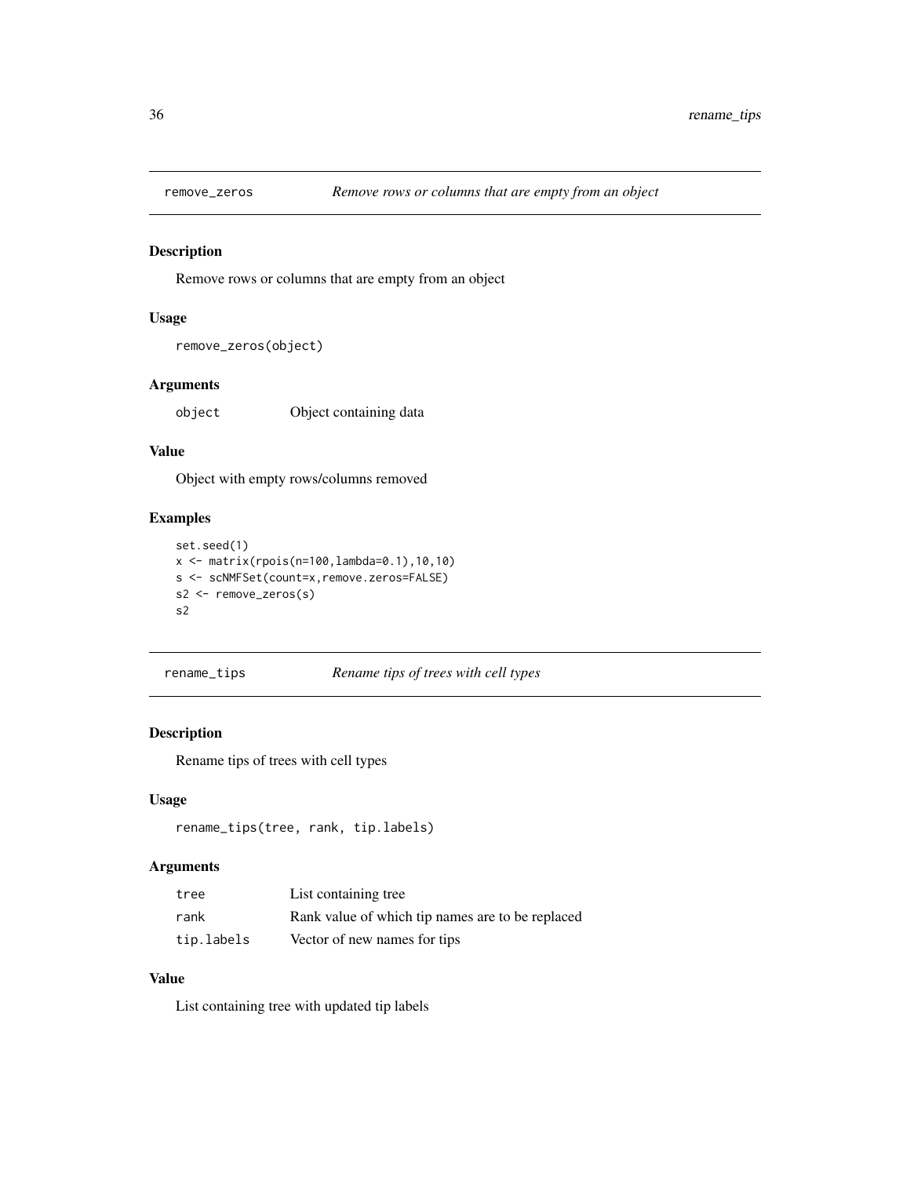## remove_zeros *Remove rows or columns that are empty from an object*

### Description

Remove rows or columns that are empty from an object

### Usage

```
remove_zeros(object)
```

### Arguments

| | |
|---|---|
| object | Object containing data |

### Value

Object with empty rows/columns removed

### Examples

```
set.seed(1)
x <- matrix(rpois(n=100,lambda=0.1),10,10)
s <- scNMFSet(count=x,remove.zeros=FALSE)
s2 <- remove_zeros(s)
s2
```

## rename_tips *Rename tips of trees with cell types*

### Description

Rename tips of trees with cell types

### Usage

```
rename_tips(tree, rank, tip.labels)
```

### Arguments

| | |
|---|---|
| tree | List containing tree |
| rank | Rank value of which tip names are to be replaced |
| tip.labels | Vector of new names for tips |

### Value

List containing tree with updated tip labels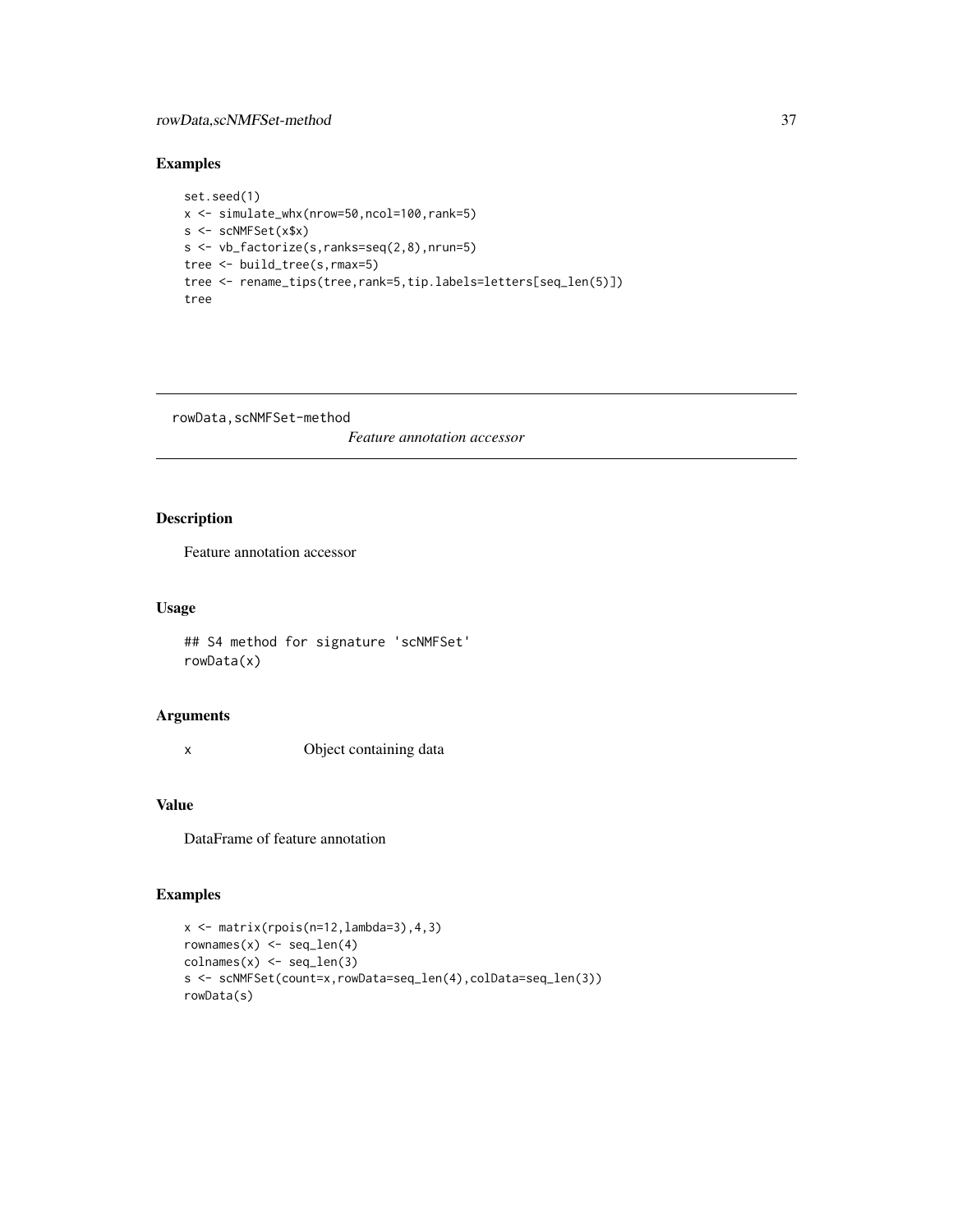## Examples

```
set.seed(1)
x <- simulate_whx(nrow=50,ncol=100,rank=5)
s <- scNMFSet(x$x)
s <- vb_factorize(s,ranks=seq(2,8),nrun=5)
tree <- build_tree(s,rmax=5)
tree <- rename_tips(tree,rank=5,tip.labels=letters[seq_len(5)])
tree
```

---

# rowData,scNMFSet-method

*Feature annotation accessor*

---

## Description

Feature annotation accessor

## Usage

```
## S4 method for signature 'scNMFSet'
rowData(x)
```

## Arguments

| | |
|---|---|
| x | Object containing data |

## Value

DataFrame of feature annotation

## Examples

```
x <- matrix(rpois(n=12,lambda=3),4,3)
rownames(x) <- seq_len(4)
colnames(x) <- seq_len(3)
s <- scNMFSet(count=x,rowData=seq_len(4),colData=seq_len(3))
rowData(s)
```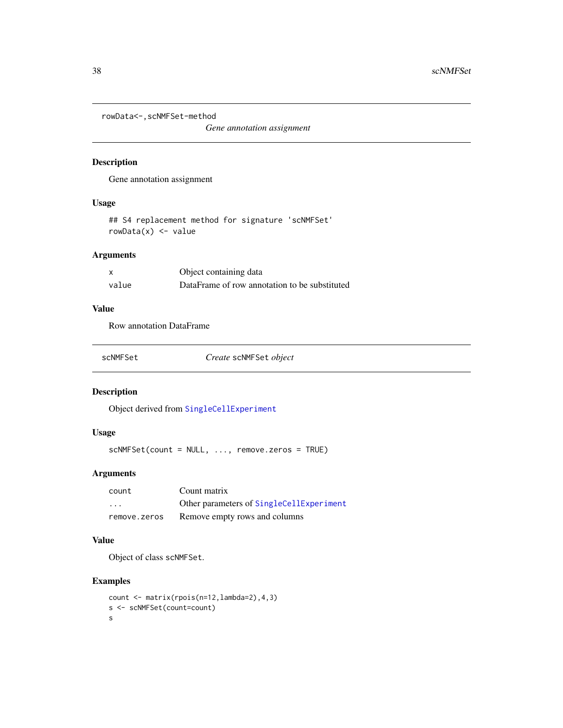## rowData<-,scNMFSet-method

*Gene annotation assignment*

### Description

Gene annotation assignment

### Usage

```
## S4 replacement method for signature 'scNMFSet'
rowData(x) <- value
```

### Arguments

| | |
|---|---|
| x | Object containing data |
| value | DataFrame of row annotation to be substituted |

### Value

Row annotation DataFrame

## scNMFSet

*Create* `scNMFSet` *object*

### Description

Object derived from `SingleCellExperiment`

### Usage

```
scNMFSet(count = NULL, ..., remove.zeros = TRUE)
```

### Arguments

| | |
|---|---|
| count | Count matrix |
| ... | Other parameters of `SingleCellExperiment` |
| remove.zeros | Remove empty rows and columns |

### Value

Object of class `scNMFSet`.

### Examples

```
count <- matrix(rpois(n=12,lambda=2),4,3)
s <- scNMFSet(count=count)
s
```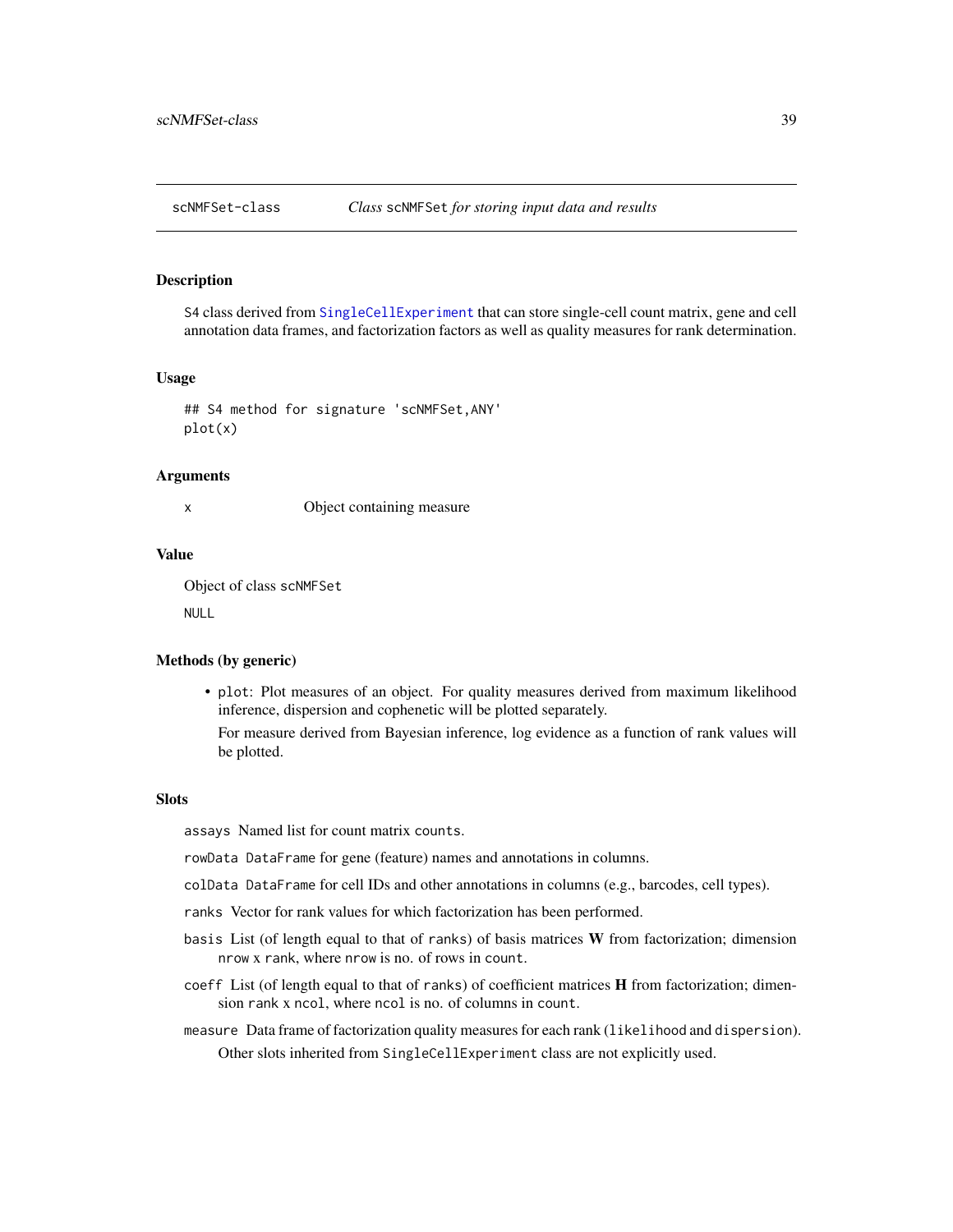scNMFSet-class *Class* `scNMFSet` *for storing input data and results*

## Description

S4 class derived from `SingleCellExperiment` that can store single-cell count matrix, gene and cell annotation data frames, and factorization factors as well as quality measures for rank determination.

## Usage

```
## S4 method for signature 'scNMFSet,ANY'
plot(x)
```

## Arguments

| | |
|---|---|
| `x` | Object containing measure |

## Value

Object of class `scNMFSet`

`NULL`

## Methods (by generic)

- `plot`: Plot measures of an object. For quality measures derived from maximum likelihood inference, dispersion and cophenetic will be plotted separately.

  For measure derived from Bayesian inference, log evidence as a function of rank values will be plotted.

## Slots

`assays` Named list for count matrix `counts`.

`rowData` `DataFrame` for gene (feature) names and annotations in columns.

`colData` `DataFrame` for cell IDs and other annotations in columns (e.g., barcodes, cell types).

`ranks` Vector for rank values for which factorization has been performed.

`basis` List (of length equal to that of `ranks`) of basis matrices **W** from factorization; dimension `nrow` x `rank`, where `nrow` is no. of rows in `count`.

`coeff` List (of length equal to that of `ranks`) of coefficient matrices **H** from factorization; dimension `rank` x `ncol`, where `ncol` is no. of columns in `count`.

`measure` Data frame of factorization quality measures for each rank (`likelihood` and `dispersion`).

Other slots inherited from `SingleCellExperiment` class are not explicitly used.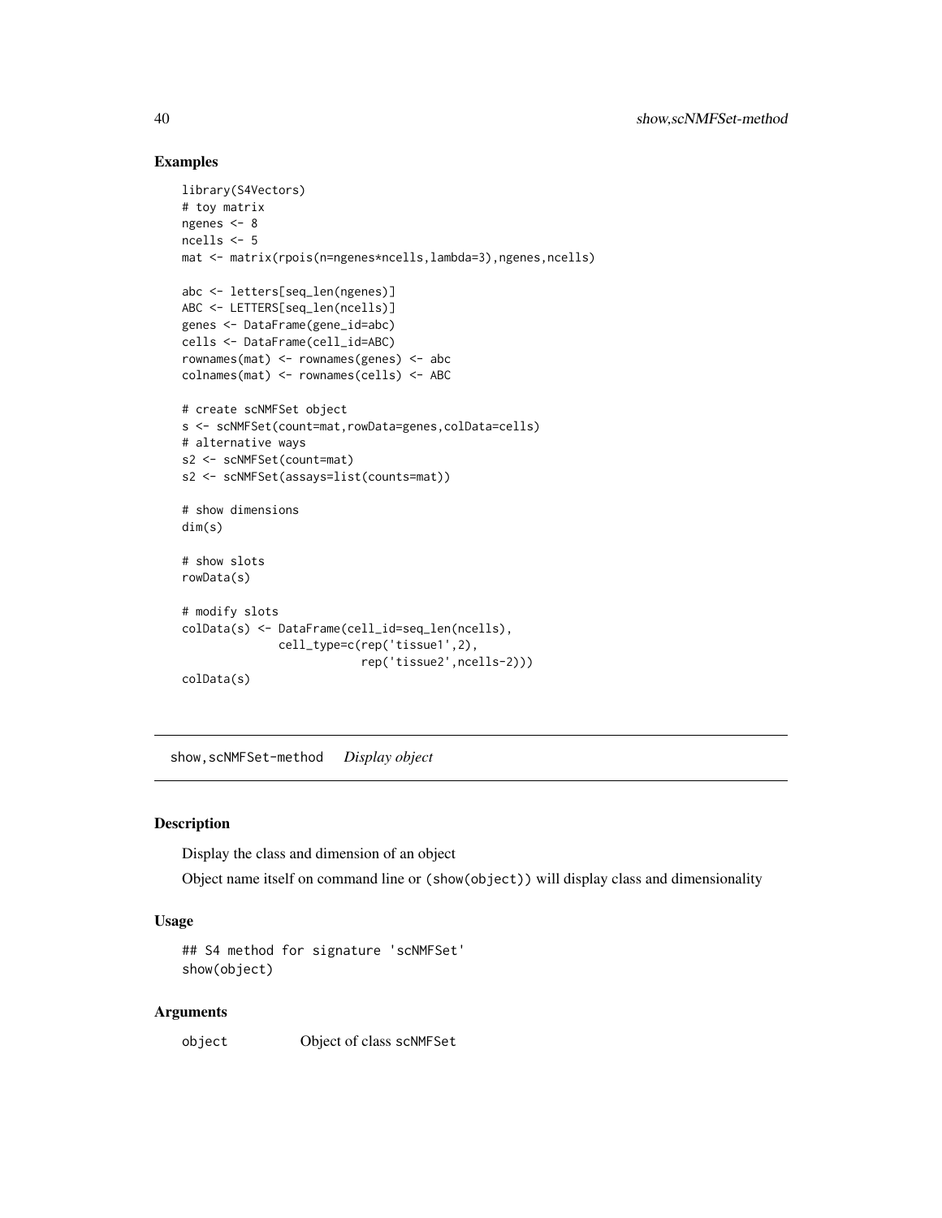## Examples

```
library(S4Vectors)
# toy matrix
ngenes <- 8
ncells <- 5
mat <- matrix(rpois(n=ngenes*ncells,lambda=3),ngenes,ncells)

abc <- letters[seq_len(ngenes)]
ABC <- LETTERS[seq_len(ncells)]
genes <- DataFrame(gene_id=abc)
cells <- DataFrame(cell_id=ABC)
rownames(mat) <- rownames(genes) <- abc
colnames(mat) <- rownames(cells) <- ABC

# create scNMFSet object
s <- scNMFSet(count=mat,rowData=genes,colData=cells)
# alternative ways
s2 <- scNMFSet(count=mat)
s2 <- scNMFSet(assays=list(counts=mat))

# show dimensions
dim(s)

# show slots
rowData(s)

# modify slots
colData(s) <- DataFrame(cell_id=seq_len(ncells),
              cell_type=c(rep('tissue1',2),
                          rep('tissue2',ncells-2)))
colData(s)
```

---

# show,scNMFSet-method *Display object*

## Description

Display the class and dimension of an object

Object name itself on command line or (show(object)) will display class and dimensionality

## Usage

```
## S4 method for signature 'scNMFSet'
show(object)
```

## Arguments

| | |
|---|---|
| object | Object of class scNMFSet |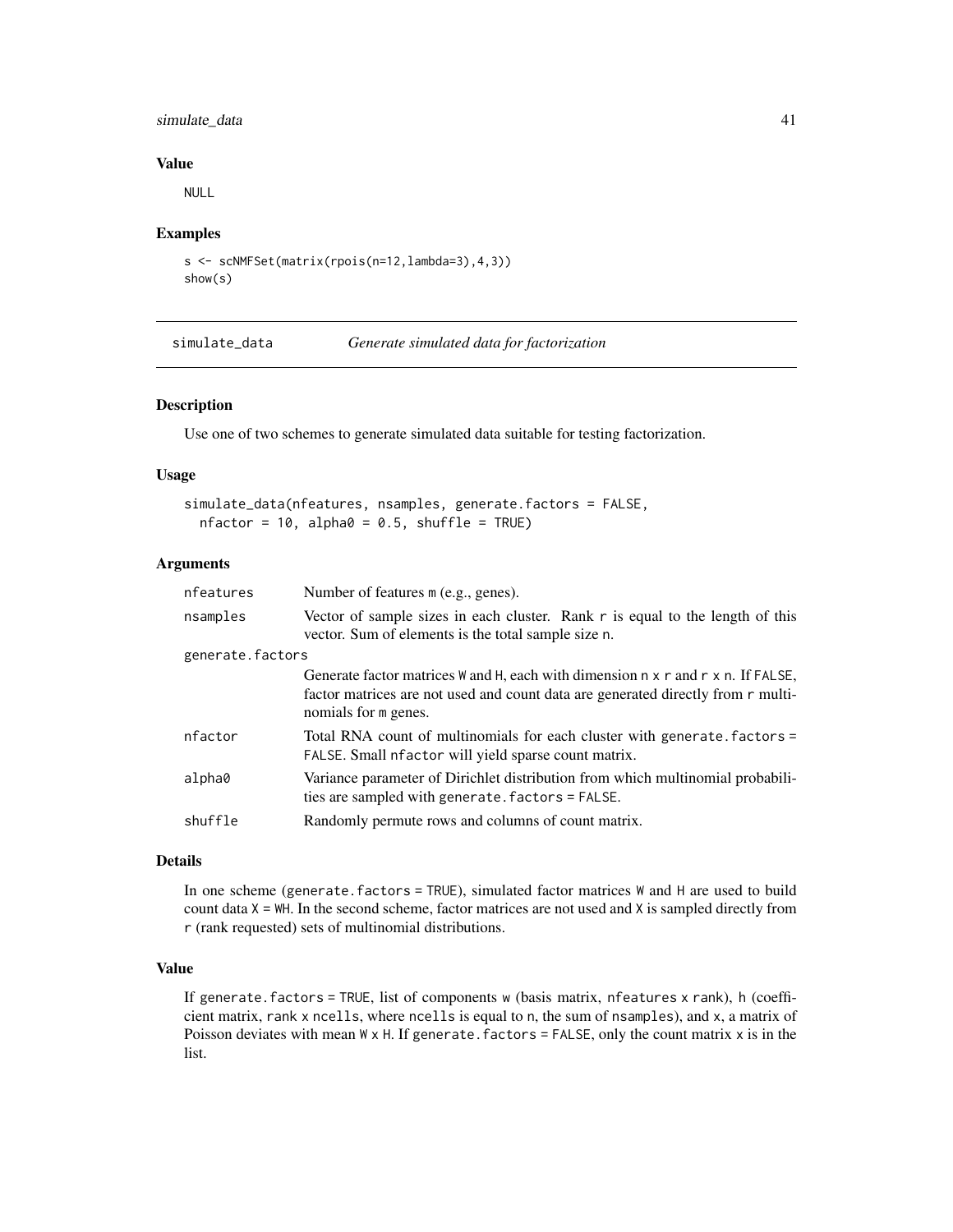### Value

NULL

### Examples

```
s <- scNMFSet(matrix(rpois(n=12,lambda=3),4,3))
show(s)
```

---

## simulate_data *Generate simulated data for factorization*

---

### Description

Use one of two schemes to generate simulated data suitable for testing factorization.

### Usage

```
simulate_data(nfeatures, nsamples, generate.factors = FALSE,
  nfactor = 10, alpha0 = 0.5, shuffle = TRUE)
```

### Arguments

| | |
|---|---|
| `nfeatures` | Number of features `m` (e.g., genes). |
| `nsamples` | Vector of sample sizes in each cluster. Rank `r` is equal to the length of this vector. Sum of elements is the total sample size `n`. |
| `generate.factors` | Generate factor matrices `W` and `H`, each with dimension `n x r` and `r x n`. If `FALSE`, factor matrices are not used and count data are generated directly from `r` multinomials for `m` genes. |
| `nfactor` | Total RNA count of multinomials for each cluster with `generate.factors = FALSE`. Small `nfactor` will yield sparse count matrix. |
| `alpha0` | Variance parameter of Dirichlet distribution from which multinomial probabilities are sampled with `generate.factors = FALSE`. |
| `shuffle` | Randomly permute rows and columns of count matrix. |

### Details

In one scheme (`generate.factors = TRUE`), simulated factor matrices `W` and `H` are used to build count data `X = WH`. In the second scheme, factor matrices are not used and `X` is sampled directly from `r` (rank requested) sets of multinomial distributions.

### Value

If `generate.factors = TRUE`, list of components `w` (basis matrix, `nfeatures` x `rank`), `h` (coefficient matrix, `rank` x `ncells`, where `ncells` is equal to `n`, the sum of `nsamples`), and `x`, a matrix of Poisson deviates with mean `W` x `H`. If `generate.factors = FALSE`, only the count matrix `x` is in the list.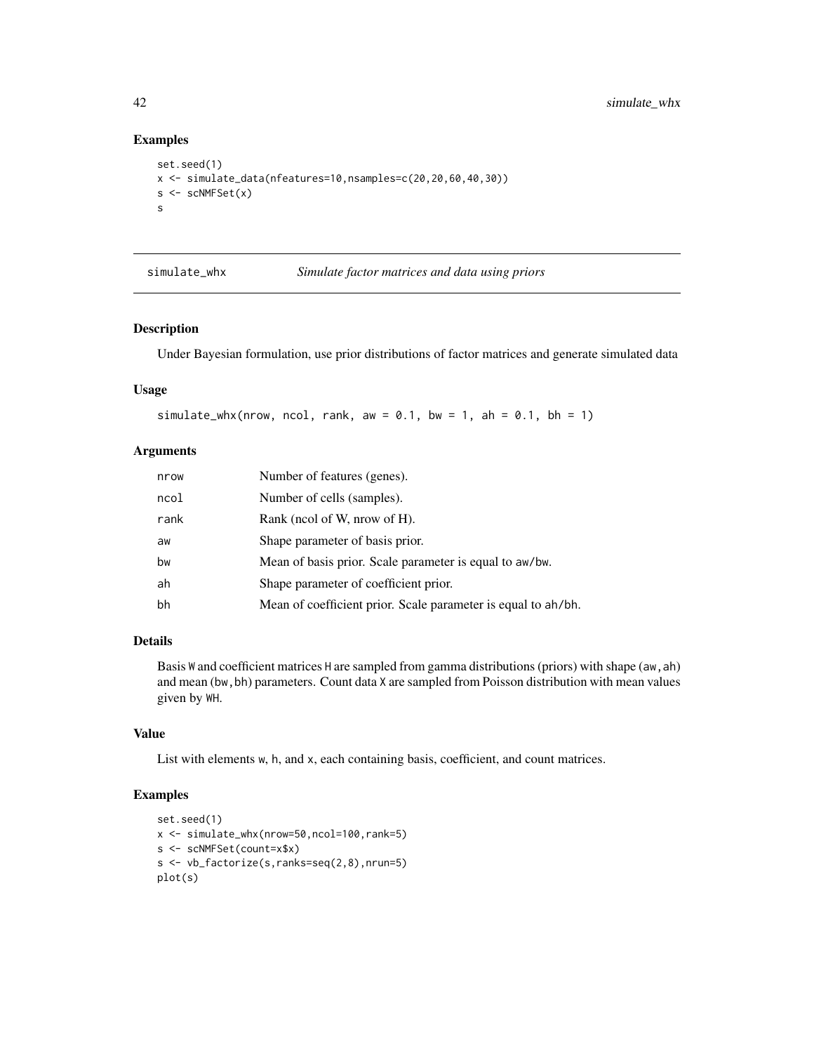## Examples

```
set.seed(1)
x <- simulate_data(nfeatures=10,nsamples=c(20,20,60,40,30))
s <- scNMFSet(x)
s
```

---

# simulate_whx — *Simulate factor matrices and data using priors*

---

### Description

Under Bayesian formulation, use prior distributions of factor matrices and generate simulated data

### Usage

```
simulate_whx(nrow, ncol, rank, aw = 0.1, bw = 1, ah = 0.1, bh = 1)
```

### Arguments

| | |
|---|---|
| nrow | Number of features (genes). |
| ncol | Number of cells (samples). |
| rank | Rank (ncol of W, nrow of H). |
| aw | Shape parameter of basis prior. |
| bw | Mean of basis prior. Scale parameter is equal to aw/bw. |
| ah | Shape parameter of coefficient prior. |
| bh | Mean of coefficient prior. Scale parameter is equal to ah/bh. |

### Details

Basis W and coefficient matrices H are sampled from gamma distributions (priors) with shape (aw,ah) and mean (bw,bh) parameters. Count data X are sampled from Poisson distribution with mean values given by WH.

### Value

List with elements w, h, and x, each containing basis, coefficient, and count matrices.

### Examples

```
set.seed(1)
x <- simulate_whx(nrow=50,ncol=100,rank=5)
s <- scNMFSet(count=x$x)
s <- vb_factorize(s,ranks=seq(2,8),nrun=5)
plot(s)
```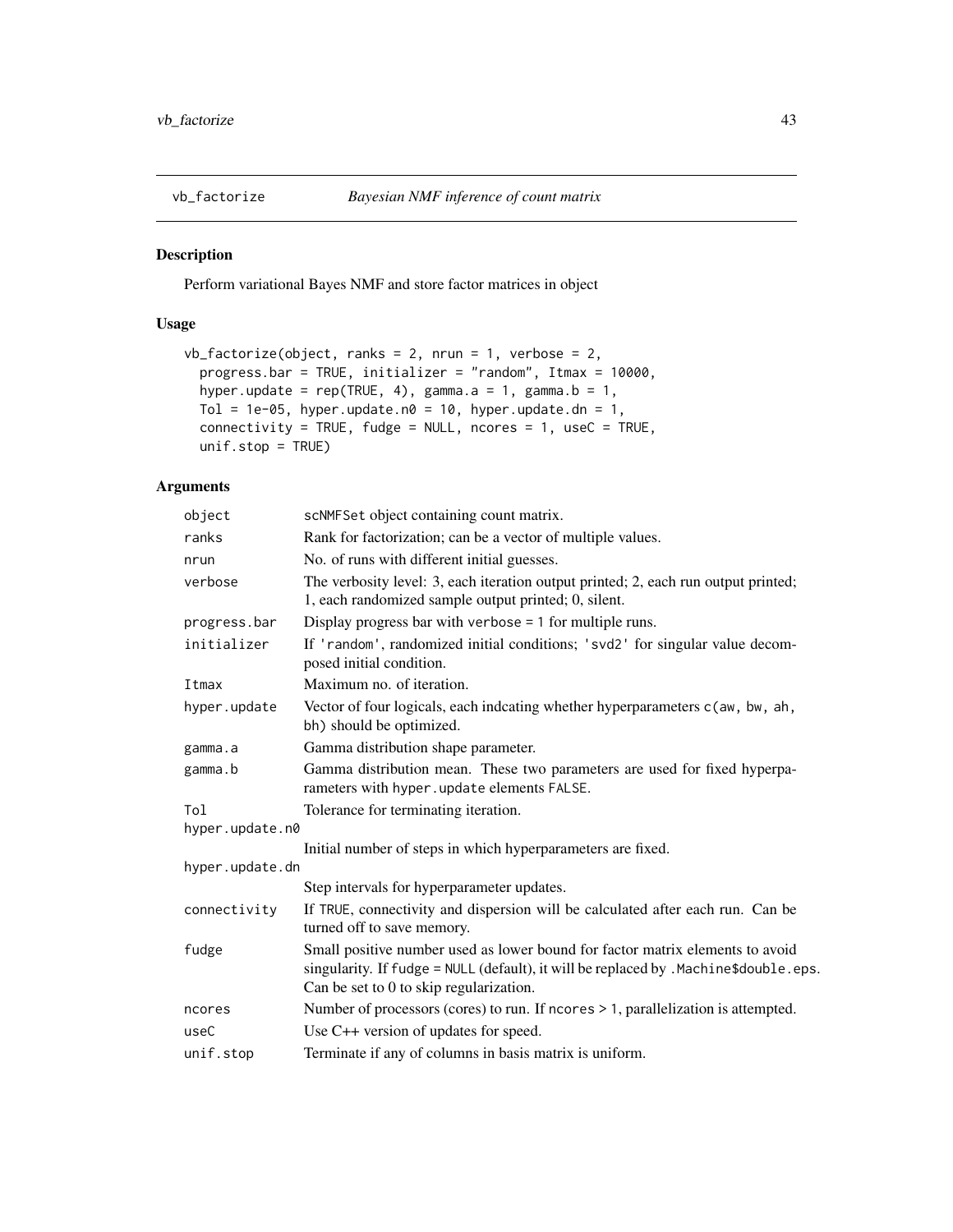# vb_factorize *Bayesian NMF inference of count matrix*

## Description

Perform variational Bayes NMF and store factor matrices in object

## Usage

```
vb_factorize(object, ranks = 2, nrun = 1, verbose = 2,
  progress.bar = TRUE, initializer = "random", Itmax = 10000,
  hyper.update = rep(TRUE, 4), gamma.a = 1, gamma.b = 1,
  Tol = 1e-05, hyper.update.n0 = 10, hyper.update.dn = 1,
  connectivity = TRUE, fudge = NULL, ncores = 1, useC = TRUE,
  unif.stop = TRUE)
```

## Arguments

| Argument | Description |
|---|---|
| `object` | `scNMFSet` object containing count matrix. |
| `ranks` | Rank for factorization; can be a vector of multiple values. |
| `nrun` | No. of runs with different initial guesses. |
| `verbose` | The verbosity level: 3, each iteration output printed; 2, each run output printed; 1, each randomized sample output printed; 0, silent. |
| `progress.bar` | Display progress bar with `verbose = 1` for multiple runs. |
| `initializer` | If `'random'`, randomized initial conditions; `'svd2'` for singular value decomposed initial condition. |
| `Itmax` | Maximum no. of iteration. |
| `hyper.update` | Vector of four logicals, each indcating whether hyperparameters `c(aw, bw, ah, bh)` should be optimized. |
| `gamma.a` | Gamma distribution shape parameter. |
| `gamma.b` | Gamma distribution mean. These two parameters are used for fixed hyperparameters with `hyper.update` elements `FALSE`. |
| `Tol` | Tolerance for terminating iteration. |
| `hyper.update.n0` | Initial number of steps in which hyperparameters are fixed. |
| `hyper.update.dn` | Step intervals for hyperparameter updates. |
| `connectivity` | If `TRUE`, connectivity and dispersion will be calculated after each run. Can be turned off to save memory. |
| `fudge` | Small positive number used as lower bound for factor matrix elements to avoid singularity. If `fudge = NULL` (default), it will be replaced by `.Machine$double.eps`. Can be set to 0 to skip regularization. |
| `ncores` | Number of processors (cores) to run. If `ncores > 1`, parallelization is attempted. |
| `useC` | Use C++ version of updates for speed. |
| `unif.stop` | Terminate if any of columns in basis matrix is uniform. |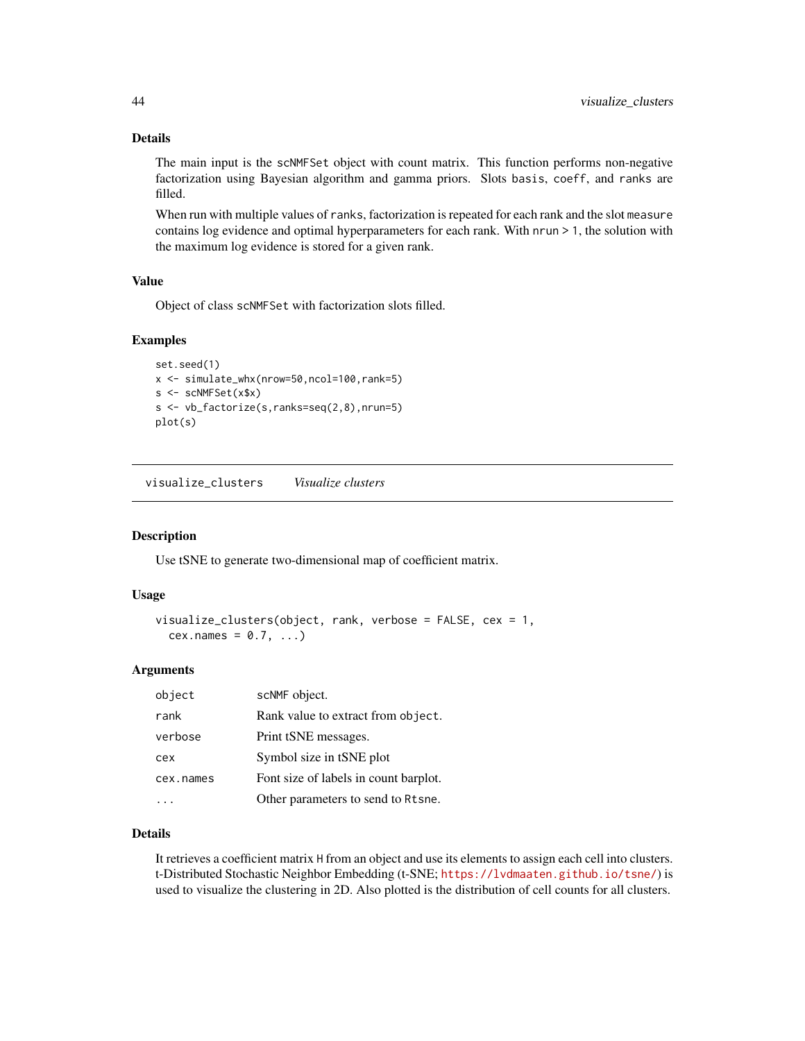### Details

The main input is the scNMFSet object with count matrix. This function performs non-negative factorization using Bayesian algorithm and gamma priors. Slots basis, coeff, and ranks are filled.

When run with multiple values of ranks, factorization is repeated for each rank and the slot measure contains log evidence and optimal hyperparameters for each rank. With nrun > 1, the solution with the maximum log evidence is stored for a given rank.

### Value

Object of class scNMFSet with factorization slots filled.

### Examples

```
set.seed(1)
x <- simulate_whx(nrow=50,ncol=100,rank=5)
s <- scNMFSet(x$x)
s <- vb_factorize(s,ranks=seq(2,8),nrun=5)
plot(s)
```

---

## visualize_clusters *Visualize clusters*

### Description

Use tSNE to generate two-dimensional map of coefficient matrix.

### Usage

```
visualize_clusters(object, rank, verbose = FALSE, cex = 1,
  cex.names = 0.7, ...)
```

### Arguments

| | |
|---|---|
| object | scNMF object. |
| rank | Rank value to extract from object. |
| verbose | Print tSNE messages. |
| cex | Symbol size in tSNE plot |
| cex.names | Font size of labels in count barplot. |
| ... | Other parameters to send to Rtsne. |

### Details

It retrieves a coefficient matrix H from an object and use its elements to assign each cell into clusters. t-Distributed Stochastic Neighbor Embedding (t-SNE; https://lvdmaaten.github.io/tsne/) is used to visualize the clustering in 2D. Also plotted is the distribution of cell counts for all clusters.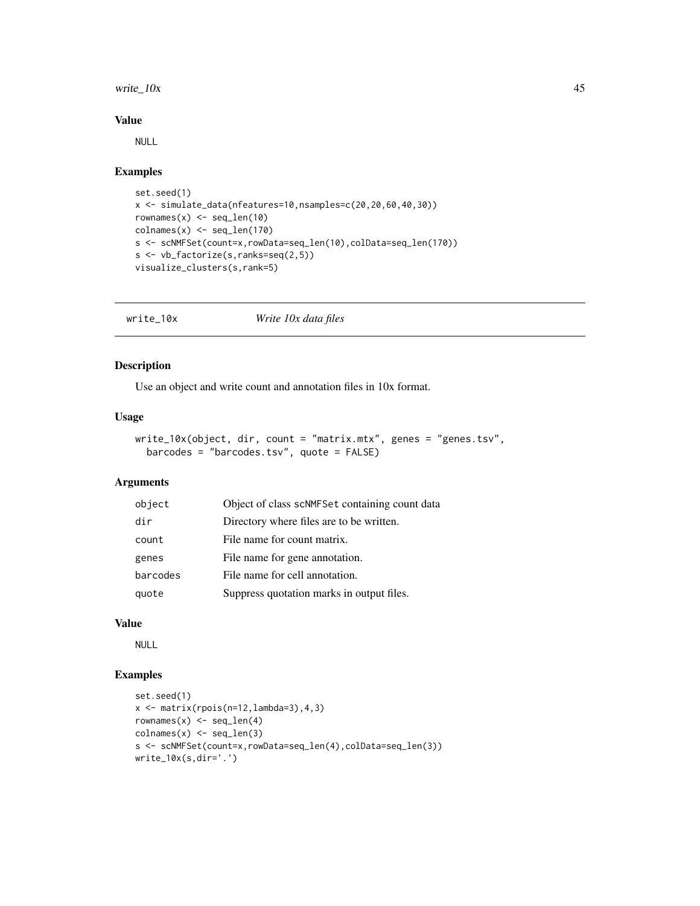### Value

NULL

### Examples

```
set.seed(1)
x <- simulate_data(nfeatures=10,nsamples=c(20,20,60,40,30))
rownames(x) <- seq_len(10)
colnames(x) <- seq_len(170)
s <- scNMFSet(count=x,rowData=seq_len(10),colData=seq_len(170))
s <- vb_factorize(s,ranks=seq(2,5))
visualize_clusters(s,rank=5)
```

---

## write_10x *Write 10x data files*

### Description

Use an object and write count and annotation files in 10x format.

### Usage

```
write_10x(object, dir, count = "matrix.mtx", genes = "genes.tsv",
  barcodes = "barcodes.tsv", quote = FALSE)
```

### Arguments

| | |
|---|---|
| object | Object of class scNMFSet containing count data |
| dir | Directory where files are to be written. |
| count | File name for count matrix. |
| genes | File name for gene annotation. |
| barcodes | File name for cell annotation. |
| quote | Suppress quotation marks in output files. |

### Value

NULL

### Examples

```
set.seed(1)
x <- matrix(rpois(n=12,lambda=3),4,3)
rownames(x) <- seq_len(4)
colnames(x) <- seq_len(3)
s <- scNMFSet(count=x,rowData=seq_len(4),colData=seq_len(3))
write_10x(s,dir='.')
```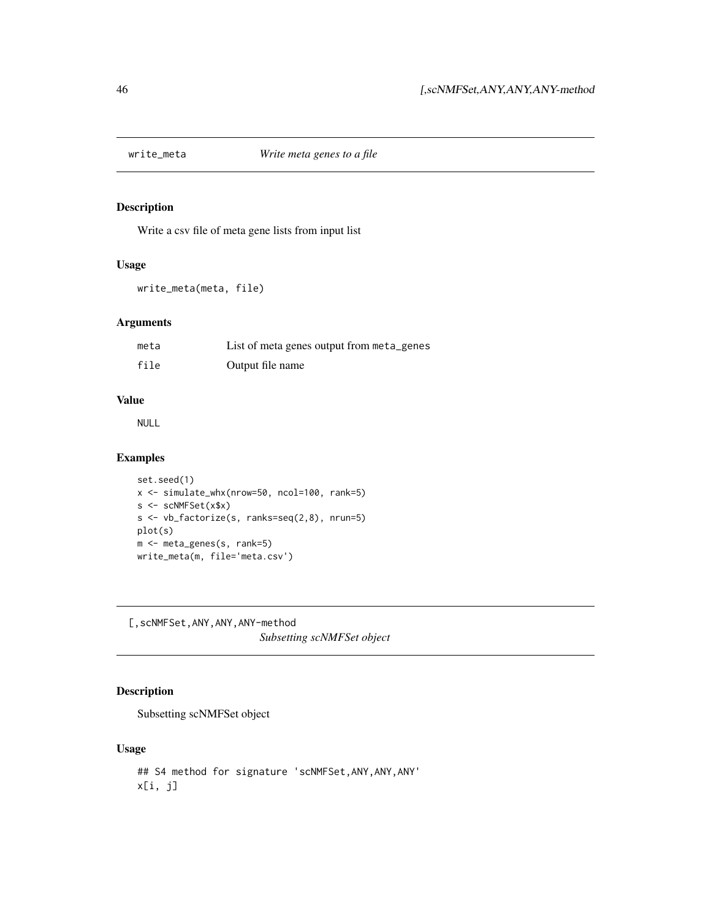## write_meta *Write meta genes to a file*

### Description

Write a csv file of meta gene lists from input list

### Usage

```
write_meta(meta, file)
```

### Arguments

| | |
|---|---|
| meta | List of meta genes output from `meta_genes` |
| file | Output file name |

### Value

NULL

### Examples

```
set.seed(1)
x <- simulate_whx(nrow=50, ncol=100, rank=5)
s <- scNMFSet(x$x)
s <- vb_factorize(s, ranks=seq(2,8), nrun=5)
plot(s)
m <- meta_genes(s, rank=5)
write_meta(m, file='meta.csv')
```

## [,scNMFSet,ANY,ANY,ANY-method *Subsetting scNMFSet object*

### Description

Subsetting scNMFSet object

### Usage

```
## S4 method for signature 'scNMFSet,ANY,ANY,ANY'
x[i, j]
```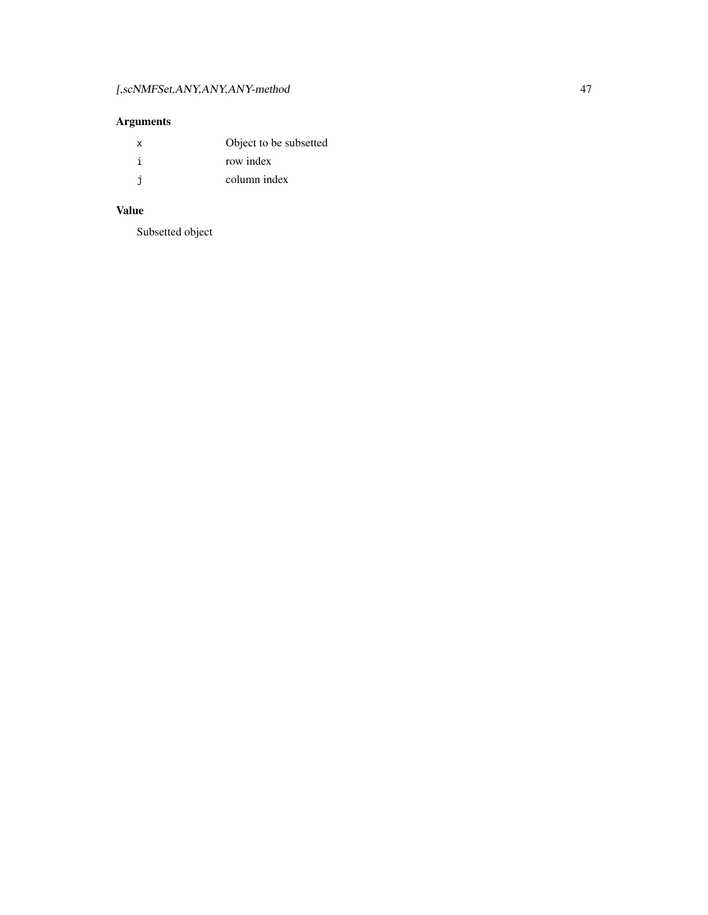## Arguments

| | |
|---|---|
| `x` | Object to be subsetted |
| `i` | row index |
| `j` | column index |

## Value

Subsetted object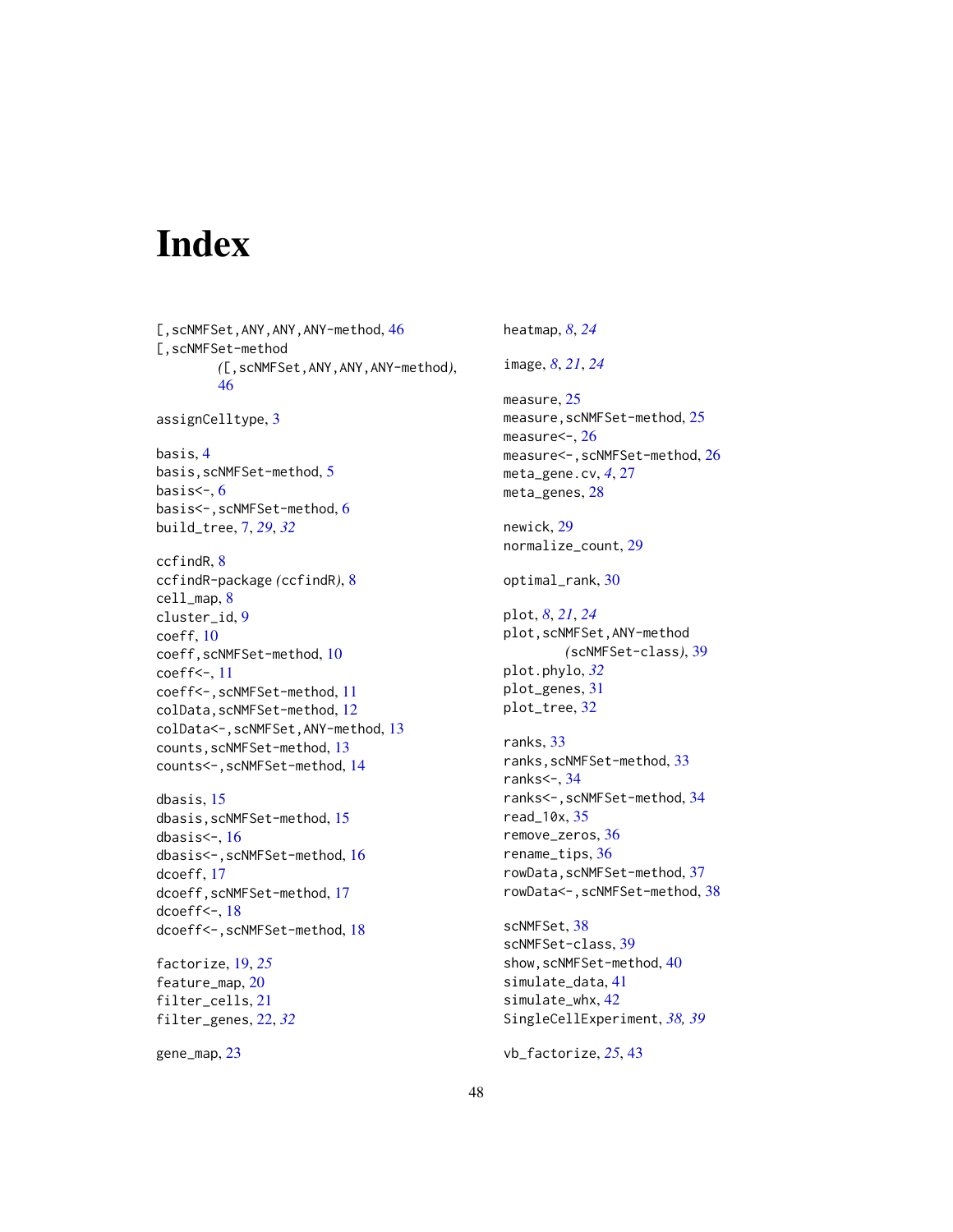# Index

[,scNMFSet,ANY,ANY,ANY-method, 46
[,scNMFSet-method
  *(*[,scNMFSet,ANY,ANY,ANY-method*)*, 46

assignCelltype, 3

basis, 4
basis,scNMFSet-method, 5
basis<-, 6
basis<-,scNMFSet-method, 6
build_tree, 7, *29*, *32*

ccfindR, 8
ccfindR-package *(*ccfindR*)*, 8
cell_map, 8
cluster_id, 9
coeff, 10
coeff,scNMFSet-method, 10
coeff<-, 11
coeff<-,scNMFSet-method, 11
colData,scNMFSet-method, 12
colData<-,scNMFSet,ANY-method, 13
counts,scNMFSet-method, 13
counts<-,scNMFSet-method, 14

dbasis, 15
dbasis,scNMFSet-method, 15
dbasis<-, 16
dbasis<-,scNMFSet-method, 16
dcoeff, 17
dcoeff,scNMFSet-method, 17
dcoeff<-, 18
dcoeff<-,scNMFSet-method, 18

factorize, 19, *25*
feature_map, 20
filter_cells, 21
filter_genes, 22, *32*

gene_map, 23

heatmap, *8*, *24*

image, *8*, *21*, *24*

measure, 25
measure,scNMFSet-method, 25
measure<-, 26
measure<-,scNMFSet-method, 26
meta_gene.cv, *4*, 27
meta_genes, 28

newick, 29
normalize_count, 29

optimal_rank, 30

plot, *8*, *21*, *24*
plot,scNMFSet,ANY-method
  *(*scNMFSet-class*)*, 39
plot.phylo, *32*
plot_genes, 31
plot_tree, 32

ranks, 33
ranks,scNMFSet-method, 33
ranks<-, 34
ranks<-,scNMFSet-method, 34
read_10x, 35
remove_zeros, 36
rename_tips, 36
rowData,scNMFSet-method, 37
rowData<-,scNMFSet-method, 38

scNMFSet, 38
scNMFSet-class, 39
show,scNMFSet-method, 40
simulate_data, 41
simulate_whx, 42
SingleCellExperiment, *38, 39*

vb_factorize, *25*, 43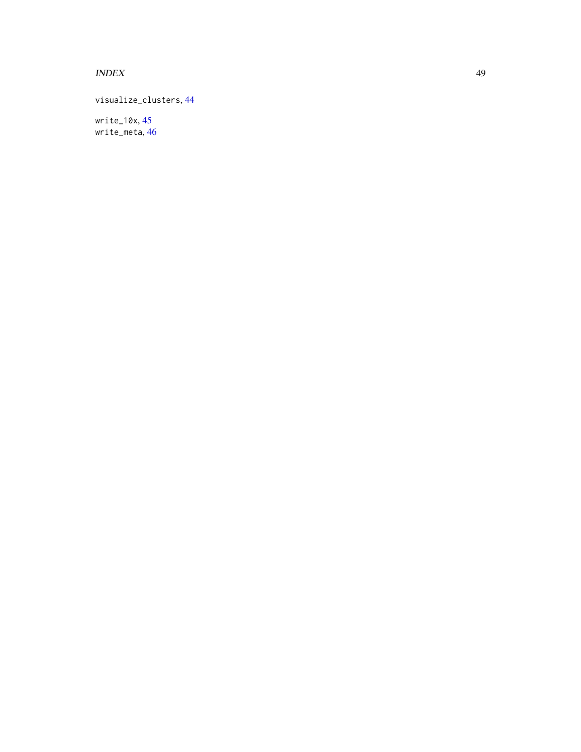visualize_clusters, 44

write_10x, 45
write_meta, 46